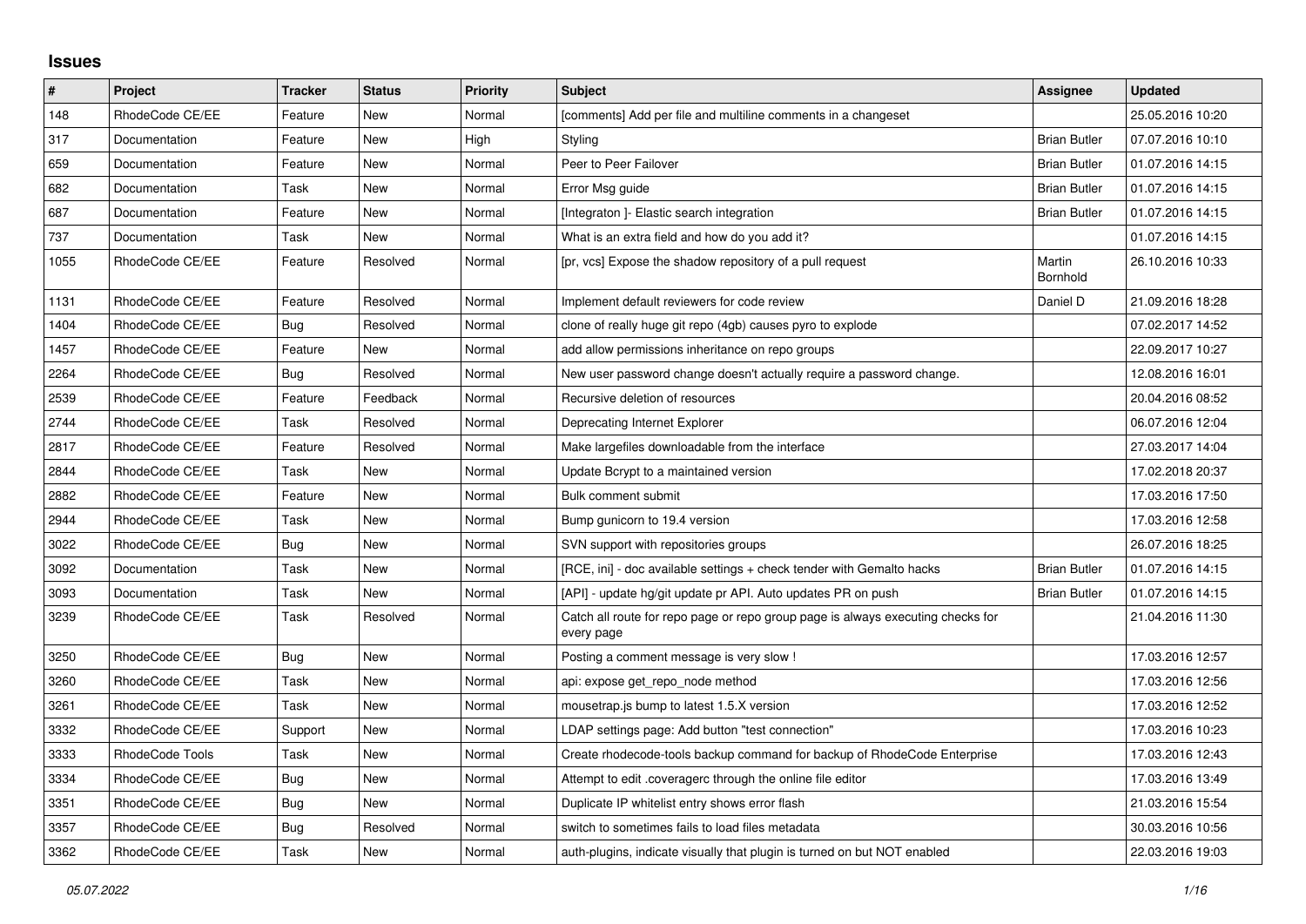# Issues

| # | Project | Tracker | Status | Priority | Subject | Assignee | Updated |
|---|---|---|---|---|---|---|---|
| 148 | RhodeCode CE/EE | Feature | New | Normal | [comments] Add per file and multiline comments in a changeset | | 25.05.2016 10:20 |
| 317 | Documentation | Feature | New | High | Styling | Brian Butler | 07.07.2016 10:10 |
| 659 | Documentation | Feature | New | Normal | Peer to Peer Failover | Brian Butler | 01.07.2016 14:15 |
| 682 | Documentation | Task | New | Normal | Error Msg guide | Brian Butler | 01.07.2016 14:15 |
| 687 | Documentation | Feature | New | Normal | [Integraton ]- Elastic search integration | Brian Butler | 01.07.2016 14:15 |
| 737 | Documentation | Task | New | Normal | What is an extra field and how do you add it? | | 01.07.2016 14:15 |
| 1055 | RhodeCode CE/EE | Feature | Resolved | Normal | [pr, vcs] Expose the shadow repository of a pull request | Martin Bornhold | 26.10.2016 10:33 |
| 1131 | RhodeCode CE/EE | Feature | Resolved | Normal | Implement default reviewers for code review | Daniel D | 21.09.2016 18:28 |
| 1404 | RhodeCode CE/EE | Bug | Resolved | Normal | clone of really huge git repo (4gb) causes pyro to explode | | 07.02.2017 14:52 |
| 1457 | RhodeCode CE/EE | Feature | New | Normal | add allow permissions inheritance on repo groups | | 22.09.2017 10:27 |
| 2264 | RhodeCode CE/EE | Bug | Resolved | Normal | New user password change doesn't actually require a password change. | | 12.08.2016 16:01 |
| 2539 | RhodeCode CE/EE | Feature | Feedback | Normal | Recursive deletion of resources | | 20.04.2016 08:52 |
| 2744 | RhodeCode CE/EE | Task | Resolved | Normal | Deprecating Internet Explorer | | 06.07.2016 12:04 |
| 2817 | RhodeCode CE/EE | Feature | Resolved | Normal | Make largefiles downloadable from the interface | | 27.03.2017 14:04 |
| 2844 | RhodeCode CE/EE | Task | New | Normal | Update Bcrypt to a maintained version | | 17.02.2018 20:37 |
| 2882 | RhodeCode CE/EE | Feature | New | Normal | Bulk comment submit | | 17.03.2016 17:50 |
| 2944 | RhodeCode CE/EE | Task | New | Normal | Bump gunicorn to 19.4 version | | 17.03.2016 12:58 |
| 3022 | RhodeCode CE/EE | Bug | New | Normal | SVN support with repositories groups | | 26.07.2016 18:25 |
| 3092 | Documentation | Task | New | Normal | [RCE, ini] - doc available settings + check tender with Gemalto hacks | Brian Butler | 01.07.2016 14:15 |
| 3093 | Documentation | Task | New | Normal | [API] - update hg/git update pr API. Auto updates PR on push | Brian Butler | 01.07.2016 14:15 |
| 3239 | RhodeCode CE/EE | Task | Resolved | Normal | Catch all route for repo page or repo group page is always executing checks for every page | | 21.04.2016 11:30 |
| 3250 | RhodeCode CE/EE | Bug | New | Normal | Posting a comment message is very slow ! | | 17.03.2016 12:57 |
| 3260 | RhodeCode CE/EE | Task | New | Normal | api: expose get_repo_node method | | 17.03.2016 12:56 |
| 3261 | RhodeCode CE/EE | Task | New | Normal | mousetrap.js bump to latest 1.5.X version | | 17.03.2016 12:52 |
| 3332 | RhodeCode CE/EE | Support | New | Normal | LDAP settings page: Add button "test connection" | | 17.03.2016 10:23 |
| 3333 | RhodeCode Tools | Task | New | Normal | Create rhodecode-tools backup command for backup of RhodeCode Enterprise | | 17.03.2016 12:43 |
| 3334 | RhodeCode CE/EE | Bug | New | Normal | Attempt to edit .coveragerc through the online file editor | | 17.03.2016 13:49 |
| 3351 | RhodeCode CE/EE | Bug | New | Normal | Duplicate IP whitelist entry shows error flash | | 21.03.2016 15:54 |
| 3357 | RhodeCode CE/EE | Bug | Resolved | Normal | switch to sometimes fails to load files metadata | | 30.03.2016 10:56 |
| 3362 | RhodeCode CE/EE | Task | New | Normal | auth-plugins, indicate visually that plugin is turned on but NOT enabled | | 22.03.2016 19:03 |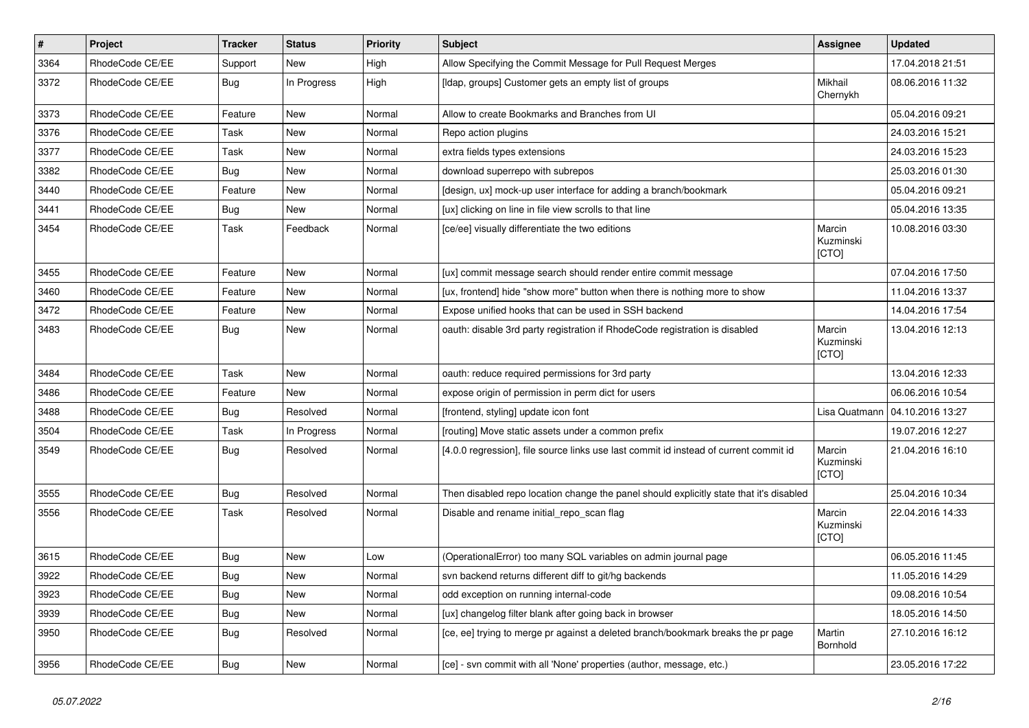| # | Project | Tracker | Status | Priority | Subject | Assignee | Updated |
|---|---|---|---|---|---|---|---|
| 3364 | RhodeCode CE/EE | Support | New | High | Allow Specifying the Commit Message for Pull Request Merges | | 17.04.2018 21:51 |
| 3372 | RhodeCode CE/EE | Bug | In Progress | High | [ldap, groups] Customer gets an empty list of groups | Mikhail Chernykh | 08.06.2016 11:32 |
| 3373 | RhodeCode CE/EE | Feature | New | Normal | Allow to create Bookmarks and Branches from UI | | 05.04.2016 09:21 |
| 3376 | RhodeCode CE/EE | Task | New | Normal | Repo action plugins | | 24.03.2016 15:21 |
| 3377 | RhodeCode CE/EE | Task | New | Normal | extra fields types extensions | | 24.03.2016 15:23 |
| 3382 | RhodeCode CE/EE | Bug | New | Normal | download superrepo with subrepos | | 25.03.2016 01:30 |
| 3440 | RhodeCode CE/EE | Feature | New | Normal | [design, ux] mock-up user interface for adding a branch/bookmark | | 05.04.2016 09:21 |
| 3441 | RhodeCode CE/EE | Bug | New | Normal | [ux] clicking on line in file view scrolls to that line | | 05.04.2016 13:35 |
| 3454 | RhodeCode CE/EE | Task | Feedback | Normal | [ce/ee] visually differentiate the two editions | Marcin Kuzminski [CTO] | 10.08.2016 03:30 |
| 3455 | RhodeCode CE/EE | Feature | New | Normal | [ux] commit message search should render entire commit message | | 07.04.2016 17:50 |
| 3460 | RhodeCode CE/EE | Feature | New | Normal | [ux, frontend] hide "show more" button when there is nothing more to show | | 11.04.2016 13:37 |
| 3472 | RhodeCode CE/EE | Feature | New | Normal | Expose unified hooks that can be used in SSH backend | | 14.04.2016 17:54 |
| 3483 | RhodeCode CE/EE | Bug | New | Normal | oauth: disable 3rd party registration if RhodeCode registration is disabled | Marcin Kuzminski [CTO] | 13.04.2016 12:13 |
| 3484 | RhodeCode CE/EE | Task | New | Normal | oauth: reduce required permissions for 3rd party | | 13.04.2016 12:33 |
| 3486 | RhodeCode CE/EE | Feature | New | Normal | expose origin of permission in perm dict for users | | 06.06.2016 10:54 |
| 3488 | RhodeCode CE/EE | Bug | Resolved | Normal | [frontend, styling] update icon font | Lisa Quatmann | 04.10.2016 13:27 |
| 3504 | RhodeCode CE/EE | Task | In Progress | Normal | [routing] Move static assets under a common prefix | | 19.07.2016 12:27 |
| 3549 | RhodeCode CE/EE | Bug | Resolved | Normal | [4.0.0 regression], file source links use last commit id instead of current commit id | Marcin Kuzminski [CTO] | 21.04.2016 16:10 |
| 3555 | RhodeCode CE/EE | Bug | Resolved | Normal | Then disabled repo location change the panel should explicitly state that it's disabled | | 25.04.2016 10:34 |
| 3556 | RhodeCode CE/EE | Task | Resolved | Normal | Disable and rename initial_repo_scan flag | Marcin Kuzminski [CTO] | 22.04.2016 14:33 |
| 3615 | RhodeCode CE/EE | Bug | New | Low | (OperationalError) too many SQL variables on admin journal page | | 06.05.2016 11:45 |
| 3922 | RhodeCode CE/EE | Bug | New | Normal | svn backend returns different diff to git/hg backends | | 11.05.2016 14:29 |
| 3923 | RhodeCode CE/EE | Bug | New | Normal | odd exception on running internal-code | | 09.08.2016 10:54 |
| 3939 | RhodeCode CE/EE | Bug | New | Normal | [ux] changelog filter blank after going back in browser | | 18.05.2016 14:50 |
| 3950 | RhodeCode CE/EE | Bug | Resolved | Normal | [ce, ee] trying to merge pr against a deleted branch/bookmark breaks the pr page | Martin Bornhold | 27.10.2016 16:12 |
| 3956 | RhodeCode CE/EE | Bug | New | Normal | [ce] - svn commit with all 'None' properties (author, message, etc.) | | 23.05.2016 17:22 |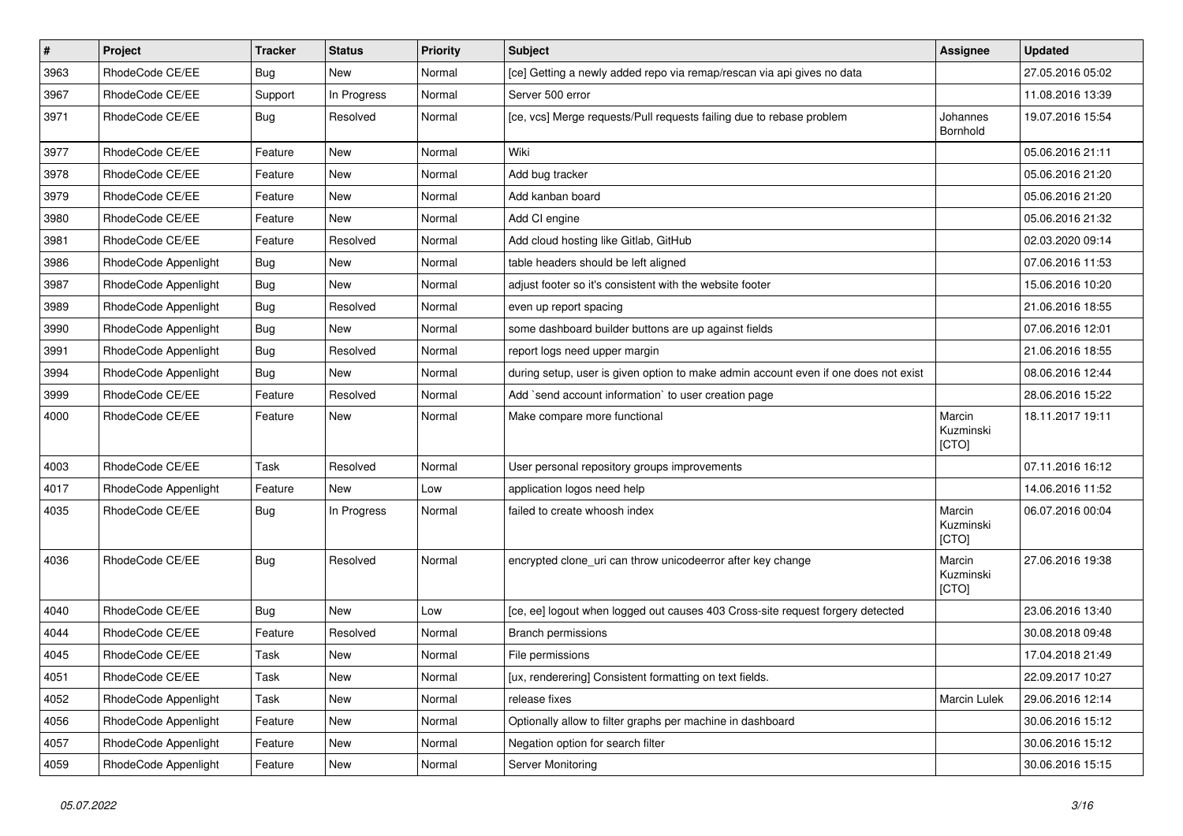| # | Project | Tracker | Status | Priority | Subject | Assignee | Updated |
|---|---|---|---|---|---|---|---|
| 3963 | RhodeCode CE/EE | Bug | New | Normal | [ce] Getting a newly added repo via remap/rescan via api gives no data | | 27.05.2016 05:02 |
| 3967 | RhodeCode CE/EE | Support | In Progress | Normal | Server 500 error | | 11.08.2016 13:39 |
| 3971 | RhodeCode CE/EE | Bug | Resolved | Normal | [ce, vcs] Merge requests/Pull requests failing due to rebase problem | Johannes Bornhold | 19.07.2016 15:54 |
| 3977 | RhodeCode CE/EE | Feature | New | Normal | Wiki | | 05.06.2016 21:11 |
| 3978 | RhodeCode CE/EE | Feature | New | Normal | Add bug tracker | | 05.06.2016 21:20 |
| 3979 | RhodeCode CE/EE | Feature | New | Normal | Add kanban board | | 05.06.2016 21:20 |
| 3980 | RhodeCode CE/EE | Feature | New | Normal | Add CI engine | | 05.06.2016 21:32 |
| 3981 | RhodeCode CE/EE | Feature | Resolved | Normal | Add cloud hosting like Gitlab, GitHub | | 02.03.2020 09:14 |
| 3986 | RhodeCode Appenlight | Bug | New | Normal | table headers should be left aligned | | 07.06.2016 11:53 |
| 3987 | RhodeCode Appenlight | Bug | New | Normal | adjust footer so it's consistent with the website footer | | 15.06.2016 10:20 |
| 3989 | RhodeCode Appenlight | Bug | Resolved | Normal | even up report spacing | | 21.06.2016 18:55 |
| 3990 | RhodeCode Appenlight | Bug | New | Normal | some dashboard builder buttons are up against fields | | 07.06.2016 12:01 |
| 3991 | RhodeCode Appenlight | Bug | Resolved | Normal | report logs need upper margin | | 21.06.2016 18:55 |
| 3994 | RhodeCode Appenlight | Bug | New | Normal | during setup, user is given option to make admin account even if one does not exist | | 08.06.2016 12:44 |
| 3999 | RhodeCode CE/EE | Feature | Resolved | Normal | Add `send account information` to user creation page | | 28.06.2016 15:22 |
| 4000 | RhodeCode CE/EE | Feature | New | Normal | Make compare more functional | Marcin Kuzminski [CTO] | 18.11.2017 19:11 |
| 4003 | RhodeCode CE/EE | Task | Resolved | Normal | User personal repository groups improvements | | 07.11.2016 16:12 |
| 4017 | RhodeCode Appenlight | Feature | New | Low | application logos need help | | 14.06.2016 11:52 |
| 4035 | RhodeCode CE/EE | Bug | In Progress | Normal | failed to create whoosh index | Marcin Kuzminski [CTO] | 06.07.2016 00:04 |
| 4036 | RhodeCode CE/EE | Bug | Resolved | Normal | encrypted clone_uri can throw unicodeerror after key change | Marcin Kuzminski [CTO] | 27.06.2016 19:38 |
| 4040 | RhodeCode CE/EE | Bug | New | Low | [ce, ee] logout when logged out causes 403 Cross-site request forgery detected | | 23.06.2016 13:40 |
| 4044 | RhodeCode CE/EE | Feature | Resolved | Normal | Branch permissions | | 30.08.2018 09:48 |
| 4045 | RhodeCode CE/EE | Task | New | Normal | File permissions | | 17.04.2018 21:49 |
| 4051 | RhodeCode CE/EE | Task | New | Normal | [ux, renderering] Consistent formatting on text fields. | | 22.09.2017 10:27 |
| 4052 | RhodeCode Appenlight | Task | New | Normal | release fixes | Marcin Lulek | 29.06.2016 12:14 |
| 4056 | RhodeCode Appenlight | Feature | New | Normal | Optionally allow to filter graphs per machine in dashboard | | 30.06.2016 15:12 |
| 4057 | RhodeCode Appenlight | Feature | New | Normal | Negation option for search filter | | 30.06.2016 15:12 |
| 4059 | RhodeCode Appenlight | Feature | New | Normal | Server Monitoring | | 30.06.2016 15:15 |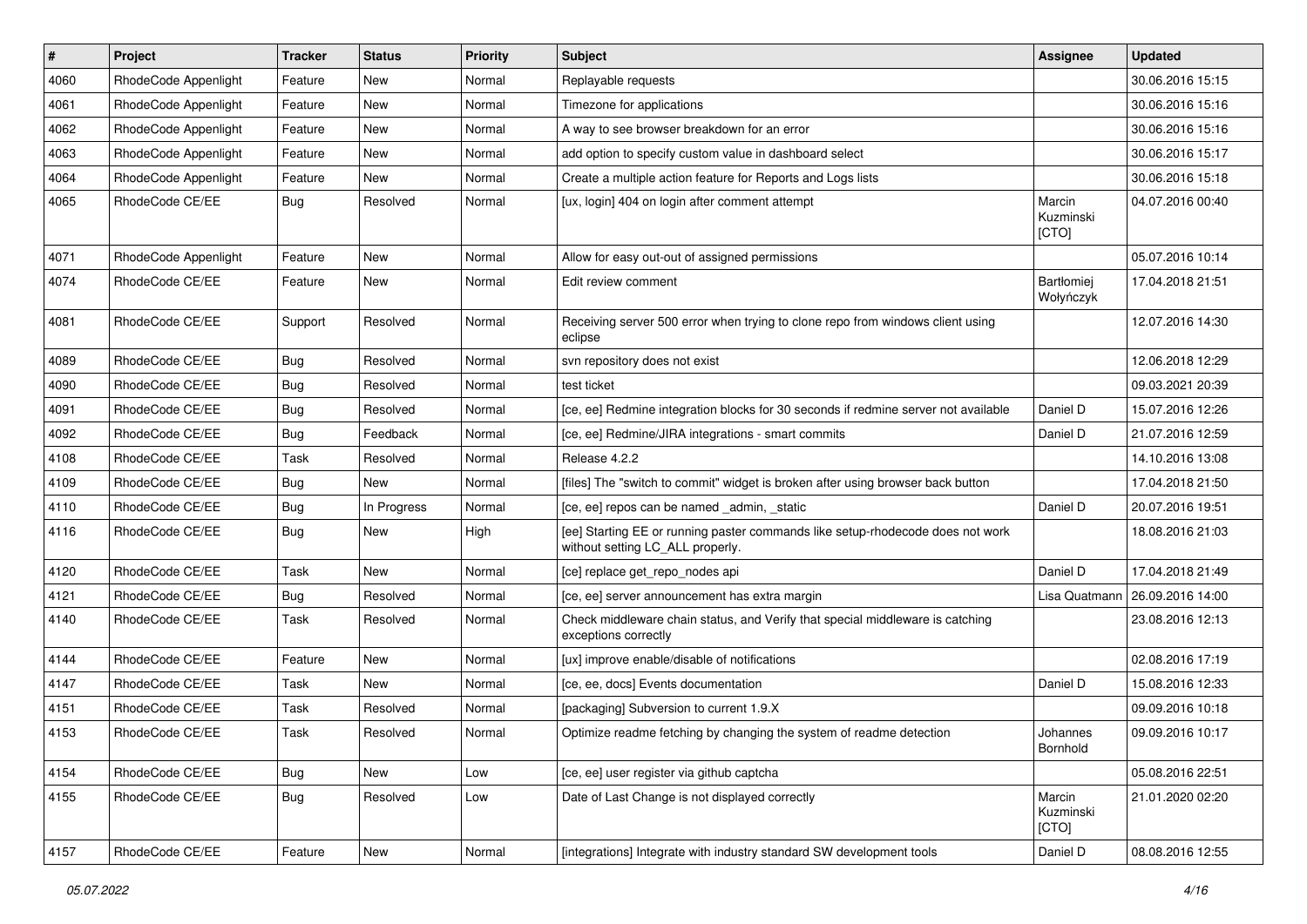| # | Project | Tracker | Status | Priority | Subject | Assignee | Updated |
|---|---|---|---|---|---|---|---|
| 4060 | RhodeCode Appenlight | Feature | New | Normal | Replayable requests | | 30.06.2016 15:15 |
| 4061 | RhodeCode Appenlight | Feature | New | Normal | Timezone for applications | | 30.06.2016 15:16 |
| 4062 | RhodeCode Appenlight | Feature | New | Normal | A way to see browser breakdown for an error | | 30.06.2016 15:16 |
| 4063 | RhodeCode Appenlight | Feature | New | Normal | add option to specify custom value in dashboard select | | 30.06.2016 15:17 |
| 4064 | RhodeCode Appenlight | Feature | New | Normal | Create a multiple action feature for Reports and Logs lists | | 30.06.2016 15:18 |
| 4065 | RhodeCode CE/EE | Bug | Resolved | Normal | [ux, login] 404 on login after comment attempt | Marcin Kuzminski [CTO] | 04.07.2016 00:40 |
| 4071 | RhodeCode Appenlight | Feature | New | Normal | Allow for easy out-out of assigned permissions | | 05.07.2016 10:14 |
| 4074 | RhodeCode CE/EE | Feature | New | Normal | Edit review comment | Bartłomiej Wołyńczyk | 17.04.2018 21:51 |
| 4081 | RhodeCode CE/EE | Support | Resolved | Normal | Receiving server 500 error when trying to clone repo from windows client using eclipse | | 12.07.2016 14:30 |
| 4089 | RhodeCode CE/EE | Bug | Resolved | Normal | svn repository does not exist | | 12.06.2018 12:29 |
| 4090 | RhodeCode CE/EE | Bug | Resolved | Normal | test ticket | | 09.03.2021 20:39 |
| 4091 | RhodeCode CE/EE | Bug | Resolved | Normal | [ce, ee] Redmine integration blocks for 30 seconds if redmine server not available | Daniel D | 15.07.2016 12:26 |
| 4092 | RhodeCode CE/EE | Bug | Feedback | Normal | [ce, ee] Redmine/JIRA integrations - smart commits | Daniel D | 21.07.2016 12:59 |
| 4108 | RhodeCode CE/EE | Task | Resolved | Normal | Release 4.2.2 | | 14.10.2016 13:08 |
| 4109 | RhodeCode CE/EE | Bug | New | Normal | [files] The "switch to commit" widget is broken after using browser back button | | 17.04.2018 21:50 |
| 4110 | RhodeCode CE/EE | Bug | In Progress | Normal | [ce, ee] repos can be named _admin, _static | Daniel D | 20.07.2016 19:51 |
| 4116 | RhodeCode CE/EE | Bug | New | High | [ee] Starting EE or running paster commands like setup-rhodecode does not work without setting LC_ALL properly. | | 18.08.2016 21:03 |
| 4120 | RhodeCode CE/EE | Task | New | Normal | [ce] replace get_repo_nodes api | Daniel D | 17.04.2018 21:49 |
| 4121 | RhodeCode CE/EE | Bug | Resolved | Normal | [ce, ee] server announcement has extra margin | Lisa Quatmann | 26.09.2016 14:00 |
| 4140 | RhodeCode CE/EE | Task | Resolved | Normal | Check middleware chain status, and Verify that special middleware is catching exceptions correctly | | 23.08.2016 12:13 |
| 4144 | RhodeCode CE/EE | Feature | New | Normal | [ux] improve enable/disable of notifications | | 02.08.2016 17:19 |
| 4147 | RhodeCode CE/EE | Task | New | Normal | [ce, ee, docs] Events documentation | Daniel D | 15.08.2016 12:33 |
| 4151 | RhodeCode CE/EE | Task | Resolved | Normal | [packaging] Subversion to current 1.9.X | | 09.09.2016 10:18 |
| 4153 | RhodeCode CE/EE | Task | Resolved | Normal | Optimize readme fetching by changing the system of readme detection | Johannes Bornhold | 09.09.2016 10:17 |
| 4154 | RhodeCode CE/EE | Bug | New | Low | [ce, ee] user register via github captcha | | 05.08.2016 22:51 |
| 4155 | RhodeCode CE/EE | Bug | Resolved | Low | Date of Last Change is not displayed correctly | Marcin Kuzminski [CTO] | 21.01.2020 02:20 |
| 4157 | RhodeCode CE/EE | Feature | New | Normal | [integrations] Integrate with industry standard SW development tools | Daniel D | 08.08.2016 12:55 |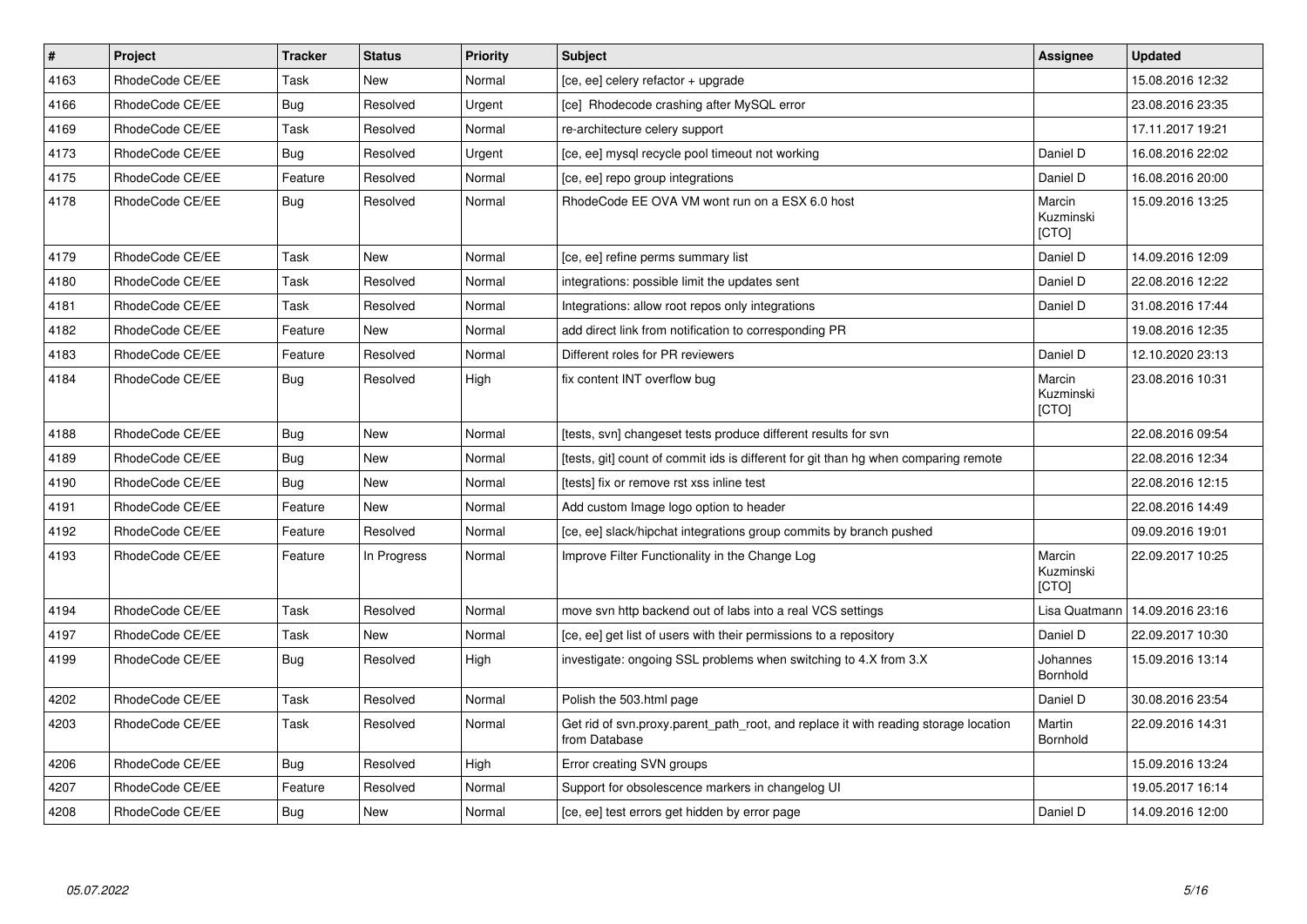| # | Project | Tracker | Status | Priority | Subject | Assignee | Updated |
|---|---|---|---|---|---|---|---|
| 4163 | RhodeCode CE/EE | Task | New | Normal | [ce, ee] celery refactor + upgrade | | 15.08.2016 12:32 |
| 4166 | RhodeCode CE/EE | Bug | Resolved | Urgent | [ce] Rhodecode crashing after MySQL error | | 23.08.2016 23:35 |
| 4169 | RhodeCode CE/EE | Task | Resolved | Normal | re-architecture celery support | | 17.11.2017 19:21 |
| 4173 | RhodeCode CE/EE | Bug | Resolved | Urgent | [ce, ee] mysql recycle pool timeout not working | Daniel D | 16.08.2016 22:02 |
| 4175 | RhodeCode CE/EE | Feature | Resolved | Normal | [ce, ee] repo group integrations | Daniel D | 16.08.2016 20:00 |
| 4178 | RhodeCode CE/EE | Bug | Resolved | Normal | RhodeCode EE OVA VM wont run on a ESX 6.0 host | Marcin Kuzminski [CTO] | 15.09.2016 13:25 |
| 4179 | RhodeCode CE/EE | Task | New | Normal | [ce, ee] refine perms summary list | Daniel D | 14.09.2016 12:09 |
| 4180 | RhodeCode CE/EE | Task | Resolved | Normal | integrations: possible limit the updates sent | Daniel D | 22.08.2016 12:22 |
| 4181 | RhodeCode CE/EE | Task | Resolved | Normal | Integrations: allow root repos only integrations | Daniel D | 31.08.2016 17:44 |
| 4182 | RhodeCode CE/EE | Feature | New | Normal | add direct link from notification to corresponding PR | | 19.08.2016 12:35 |
| 4183 | RhodeCode CE/EE | Feature | Resolved | Normal | Different roles for PR reviewers | Daniel D | 12.10.2020 23:13 |
| 4184 | RhodeCode CE/EE | Bug | Resolved | High | fix content INT overflow bug | Marcin Kuzminski [CTO] | 23.08.2016 10:31 |
| 4188 | RhodeCode CE/EE | Bug | New | Normal | [tests, svn] changeset tests produce different results for svn | | 22.08.2016 09:54 |
| 4189 | RhodeCode CE/EE | Bug | New | Normal | [tests, git] count of commit ids is different for git than hg when comparing remote | | 22.08.2016 12:34 |
| 4190 | RhodeCode CE/EE | Bug | New | Normal | [tests] fix or remove rst xss inline test | | 22.08.2016 12:15 |
| 4191 | RhodeCode CE/EE | Feature | New | Normal | Add custom Image logo option to header | | 22.08.2016 14:49 |
| 4192 | RhodeCode CE/EE | Feature | Resolved | Normal | [ce, ee] slack/hipchat integrations group commits by branch pushed | | 09.09.2016 19:01 |
| 4193 | RhodeCode CE/EE | Feature | In Progress | Normal | Improve Filter Functionality in the Change Log | Marcin Kuzminski [CTO] | 22.09.2017 10:25 |
| 4194 | RhodeCode CE/EE | Task | Resolved | Normal | move svn http backend out of labs into a real VCS settings | Lisa Quatmann | 14.09.2016 23:16 |
| 4197 | RhodeCode CE/EE | Task | New | Normal | [ce, ee] get list of users with their permissions to a repository | Daniel D | 22.09.2017 10:30 |
| 4199 | RhodeCode CE/EE | Bug | Resolved | High | investigate: ongoing SSL problems when switching to 4.X from 3.X | Johannes Bornhold | 15.09.2016 13:14 |
| 4202 | RhodeCode CE/EE | Task | Resolved | Normal | Polish the 503.html page | Daniel D | 30.08.2016 23:54 |
| 4203 | RhodeCode CE/EE | Task | Resolved | Normal | Get rid of svn.proxy.parent_path_root, and replace it with reading storage location from Database | Martin Bornhold | 22.09.2016 14:31 |
| 4206 | RhodeCode CE/EE | Bug | Resolved | High | Error creating SVN groups | | 15.09.2016 13:24 |
| 4207 | RhodeCode CE/EE | Feature | Resolved | Normal | Support for obsolescence markers in changelog UI | | 19.05.2017 16:14 |
| 4208 | RhodeCode CE/EE | Bug | New | Normal | [ce, ee] test errors get hidden by error page | Daniel D | 14.09.2016 12:00 |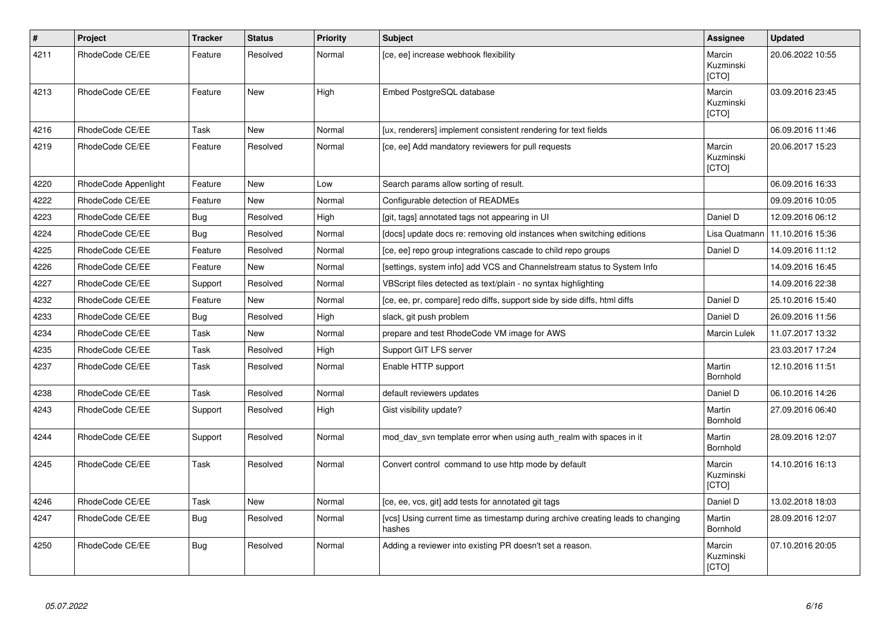| # | Project | Tracker | Status | Priority | Subject | Assignee | Updated |
|---|---|---|---|---|---|---|---|
| 4211 | RhodeCode CE/EE | Feature | Resolved | Normal | [ce, ee] increase webhook flexibility | Marcin Kuzminski [CTO] | 20.06.2022 10:55 |
| 4213 | RhodeCode CE/EE | Feature | New | High | Embed PostgreSQL database | Marcin Kuzminski [CTO] | 03.09.2016 23:45 |
| 4216 | RhodeCode CE/EE | Task | New | Normal | [ux, renderers] implement consistent rendering for text fields | | 06.09.2016 11:46 |
| 4219 | RhodeCode CE/EE | Feature | Resolved | Normal | [ce, ee] Add mandatory reviewers for pull requests | Marcin Kuzminski [CTO] | 20.06.2017 15:23 |
| 4220 | RhodeCode Appenlight | Feature | New | Low | Search params allow sorting of result. | | 06.09.2016 16:33 |
| 4222 | RhodeCode CE/EE | Feature | New | Normal | Configurable detection of READMEs | | 09.09.2016 10:05 |
| 4223 | RhodeCode CE/EE | Bug | Resolved | High | [git, tags] annotated tags not appearing in UI | Daniel D | 12.09.2016 06:12 |
| 4224 | RhodeCode CE/EE | Bug | Resolved | Normal | [docs] update docs re: removing old instances when switching editions | Lisa Quatmann | 11.10.2016 15:36 |
| 4225 | RhodeCode CE/EE | Feature | Resolved | Normal | [ce, ee] repo group integrations cascade to child repo groups | Daniel D | 14.09.2016 11:12 |
| 4226 | RhodeCode CE/EE | Feature | New | Normal | [settings, system info] add VCS and Channelstream status to System Info | | 14.09.2016 16:45 |
| 4227 | RhodeCode CE/EE | Support | Resolved | Normal | VBScript files detected as text/plain - no syntax highlighting | | 14.09.2016 22:38 |
| 4232 | RhodeCode CE/EE | Feature | New | Normal | [ce, ee, pr, compare] redo diffs, support side by side diffs, html diffs | Daniel D | 25.10.2016 15:40 |
| 4233 | RhodeCode CE/EE | Bug | Resolved | High | slack, git push problem | Daniel D | 26.09.2016 11:56 |
| 4234 | RhodeCode CE/EE | Task | New | Normal | prepare and test RhodeCode VM image for AWS | Marcin Lulek | 11.07.2017 13:32 |
| 4235 | RhodeCode CE/EE | Task | Resolved | High | Support GIT LFS server | | 23.03.2017 17:24 |
| 4237 | RhodeCode CE/EE | Task | Resolved | Normal | Enable HTTP support | Martin Bornhold | 12.10.2016 11:51 |
| 4238 | RhodeCode CE/EE | Task | Resolved | Normal | default reviewers updates | Daniel D | 06.10.2016 14:26 |
| 4243 | RhodeCode CE/EE | Support | Resolved | High | Gist visibility update? | Martin Bornhold | 27.09.2016 06:40 |
| 4244 | RhodeCode CE/EE | Support | Resolved | Normal | mod_dav_svn template error when using auth_realm with spaces in it | Martin Bornhold | 28.09.2016 12:07 |
| 4245 | RhodeCode CE/EE | Task | Resolved | Normal | Convert control command to use http mode by default | Marcin Kuzminski [CTO] | 14.10.2016 16:13 |
| 4246 | RhodeCode CE/EE | Task | New | Normal | [ce, ee, vcs, git] add tests for annotated git tags | Daniel D | 13.02.2018 18:03 |
| 4247 | RhodeCode CE/EE | Bug | Resolved | Normal | [vcs] Using current time as timestamp during archive creating leads to changing hashes | Martin Bornhold | 28.09.2016 12:07 |
| 4250 | RhodeCode CE/EE | Bug | Resolved | Normal | Adding a reviewer into existing PR doesn't set a reason. | Marcin Kuzminski [CTO] | 07.10.2016 20:05 |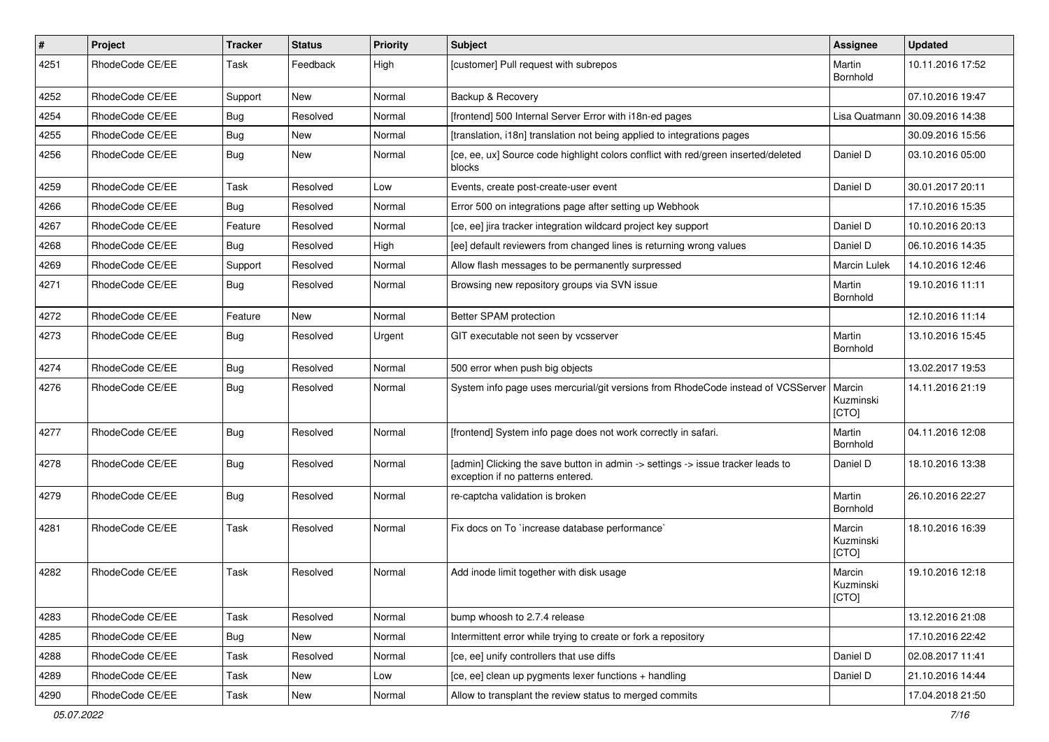| # | Project | Tracker | Status | Priority | Subject | Assignee | Updated |
|---|---|---|---|---|---|---|---|
| 4251 | RhodeCode CE/EE | Task | Feedback | High | [customer] Pull request with subrepos | Martin Bornhold | 10.11.2016 17:52 |
| 4252 | RhodeCode CE/EE | Support | New | Normal | Backup & Recovery | | 07.10.2016 19:47 |
| 4254 | RhodeCode CE/EE | Bug | Resolved | Normal | [frontend] 500 Internal Server Error with i18n-ed pages | Lisa Quatmann | 30.09.2016 14:38 |
| 4255 | RhodeCode CE/EE | Bug | New | Normal | [translation, i18n] translation not being applied to integrations pages | | 30.09.2016 15:56 |
| 4256 | RhodeCode CE/EE | Bug | New | Normal | [ce, ee, ux] Source code highlight colors conflict with red/green inserted/deleted blocks | Daniel D | 03.10.2016 05:00 |
| 4259 | RhodeCode CE/EE | Task | Resolved | Low | Events, create post-create-user event | Daniel D | 30.01.2017 20:11 |
| 4266 | RhodeCode CE/EE | Bug | Resolved | Normal | Error 500 on integrations page after setting up Webhook | | 17.10.2016 15:35 |
| 4267 | RhodeCode CE/EE | Feature | Resolved | Normal | [ce, ee] jira tracker integration wildcard project key support | Daniel D | 10.10.2016 20:13 |
| 4268 | RhodeCode CE/EE | Bug | Resolved | High | [ee] default reviewers from changed lines is returning wrong values | Daniel D | 06.10.2016 14:35 |
| 4269 | RhodeCode CE/EE | Support | Resolved | Normal | Allow flash messages to be permanently surpressed | Marcin Lulek | 14.10.2016 12:46 |
| 4271 | RhodeCode CE/EE | Bug | Resolved | Normal | Browsing new repository groups via SVN issue | Martin Bornhold | 19.10.2016 11:11 |
| 4272 | RhodeCode CE/EE | Feature | New | Normal | Better SPAM protection | | 12.10.2016 11:14 |
| 4273 | RhodeCode CE/EE | Bug | Resolved | Urgent | GIT executable not seen by vcsserver | Martin Bornhold | 13.10.2016 15:45 |
| 4274 | RhodeCode CE/EE | Bug | Resolved | Normal | 500 error when push big objects | | 13.02.2017 19:53 |
| 4276 | RhodeCode CE/EE | Bug | Resolved | Normal | System info page uses mercurial/git versions from RhodeCode instead of VCSServer | Marcin Kuzminski [CTO] | 14.11.2016 21:19 |
| 4277 | RhodeCode CE/EE | Bug | Resolved | Normal | [frontend] System info page does not work correctly in safari. | Martin Bornhold | 04.11.2016 12:08 |
| 4278 | RhodeCode CE/EE | Bug | Resolved | Normal | [admin] Clicking the save button in admin -> settings -> issue tracker leads to exception if no patterns entered. | Daniel D | 18.10.2016 13:38 |
| 4279 | RhodeCode CE/EE | Bug | Resolved | Normal | re-captcha validation is broken | Martin Bornhold | 26.10.2016 22:27 |
| 4281 | RhodeCode CE/EE | Task | Resolved | Normal | Fix docs on To `increase database performance` | Marcin Kuzminski [CTO] | 18.10.2016 16:39 |
| 4282 | RhodeCode CE/EE | Task | Resolved | Normal | Add inode limit together with disk usage | Marcin Kuzminski [CTO] | 19.10.2016 12:18 |
| 4283 | RhodeCode CE/EE | Task | Resolved | Normal | bump whoosh to 2.7.4 release | | 13.12.2016 21:08 |
| 4285 | RhodeCode CE/EE | Bug | New | Normal | Intermittent error while trying to create or fork a repository | | 17.10.2016 22:42 |
| 4288 | RhodeCode CE/EE | Task | Resolved | Normal | [ce, ee] unify controllers that use diffs | Daniel D | 02.08.2017 11:41 |
| 4289 | RhodeCode CE/EE | Task | New | Low | [ce, ee] clean up pygments lexer functions + handling | Daniel D | 21.10.2016 14:44 |
| 4290 | RhodeCode CE/EE | Task | New | Normal | Allow to transplant the review status to merged commits | | 17.04.2018 21:50 |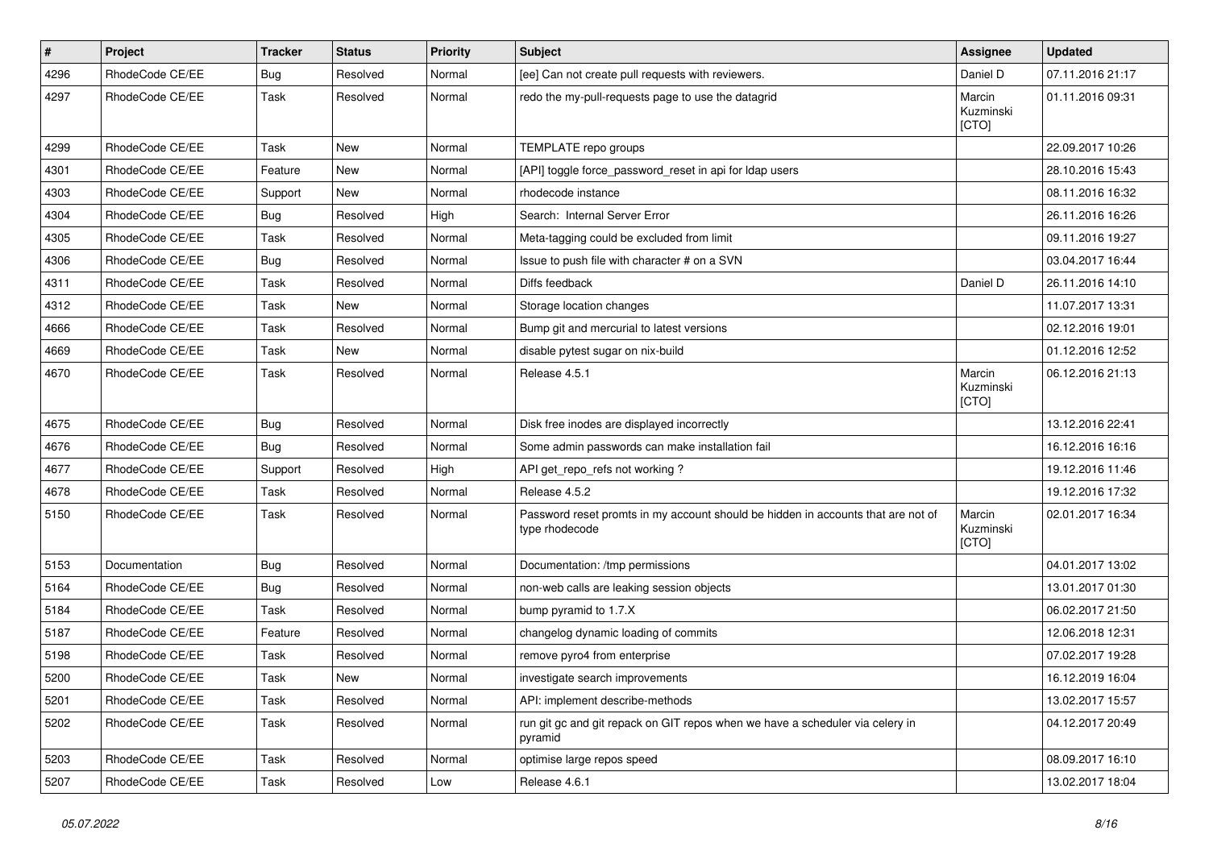| # | Project | Tracker | Status | Priority | Subject | Assignee | Updated |
|---|---|---|---|---|---|---|---|
| 4296 | RhodeCode CE/EE | Bug | Resolved | Normal | [ee] Can not create pull requests with reviewers. | Daniel D | 07.11.2016 21:17 |
| 4297 | RhodeCode CE/EE | Task | Resolved | Normal | redo the my-pull-requests page to use the datagrid | Marcin Kuzminski [CTO] | 01.11.2016 09:31 |
| 4299 | RhodeCode CE/EE | Task | New | Normal | TEMPLATE repo groups | | 22.09.2017 10:26 |
| 4301 | RhodeCode CE/EE | Feature | New | Normal | [API] toggle force_password_reset in api for ldap users | | 28.10.2016 15:43 |
| 4303 | RhodeCode CE/EE | Support | New | Normal | rhodecode instance | | 08.11.2016 16:32 |
| 4304 | RhodeCode CE/EE | Bug | Resolved | High | Search:  Internal Server Error | | 26.11.2016 16:26 |
| 4305 | RhodeCode CE/EE | Task | Resolved | Normal | Meta-tagging could be excluded from limit | | 09.11.2016 19:27 |
| 4306 | RhodeCode CE/EE | Bug | Resolved | Normal | Issue to push file with character # on a SVN | | 03.04.2017 16:44 |
| 4311 | RhodeCode CE/EE | Task | Resolved | Normal | Diffs feedback | Daniel D | 26.11.2016 14:10 |
| 4312 | RhodeCode CE/EE | Task | New | Normal | Storage location changes | | 11.07.2017 13:31 |
| 4666 | RhodeCode CE/EE | Task | Resolved | Normal | Bump git and mercurial to latest versions | | 02.12.2016 19:01 |
| 4669 | RhodeCode CE/EE | Task | New | Normal | disable pytest sugar on nix-build | | 01.12.2016 12:52 |
| 4670 | RhodeCode CE/EE | Task | Resolved | Normal | Release 4.5.1 | Marcin Kuzminski [CTO] | 06.12.2016 21:13 |
| 4675 | RhodeCode CE/EE | Bug | Resolved | Normal | Disk free inodes are displayed incorrectly | | 13.12.2016 22:41 |
| 4676 | RhodeCode CE/EE | Bug | Resolved | Normal | Some admin passwords can make installation fail | | 16.12.2016 16:16 |
| 4677 | RhodeCode CE/EE | Support | Resolved | High | API get_repo_refs not working ? | | 19.12.2016 11:46 |
| 4678 | RhodeCode CE/EE | Task | Resolved | Normal | Release 4.5.2 | | 19.12.2016 17:32 |
| 5150 | RhodeCode CE/EE | Task | Resolved | Normal | Password reset promts in my account should be hidden in accounts that are not of type rhodecode | Marcin Kuzminski [CTO] | 02.01.2017 16:34 |
| 5153 | Documentation | Bug | Resolved | Normal | Documentation: /tmp permissions | | 04.01.2017 13:02 |
| 5164 | RhodeCode CE/EE | Bug | Resolved | Normal | non-web calls are leaking session objects | | 13.01.2017 01:30 |
| 5184 | RhodeCode CE/EE | Task | Resolved | Normal | bump pyramid to 1.7.X | | 06.02.2017 21:50 |
| 5187 | RhodeCode CE/EE | Feature | Resolved | Normal | changelog dynamic loading of commits | | 12.06.2018 12:31 |
| 5198 | RhodeCode CE/EE | Task | Resolved | Normal | remove pyro4 from enterprise | | 07.02.2017 19:28 |
| 5200 | RhodeCode CE/EE | Task | New | Normal | investigate search improvements | | 16.12.2019 16:04 |
| 5201 | RhodeCode CE/EE | Task | Resolved | Normal | API: implement describe-methods | | 13.02.2017 15:57 |
| 5202 | RhodeCode CE/EE | Task | Resolved | Normal | run git gc and git repack on GIT repos when we have a scheduler via celery in pyramid | | 04.12.2017 20:49 |
| 5203 | RhodeCode CE/EE | Task | Resolved | Normal | optimise large repos speed | | 08.09.2017 16:10 |
| 5207 | RhodeCode CE/EE | Task | Resolved | Low | Release 4.6.1 | | 13.02.2017 18:04 |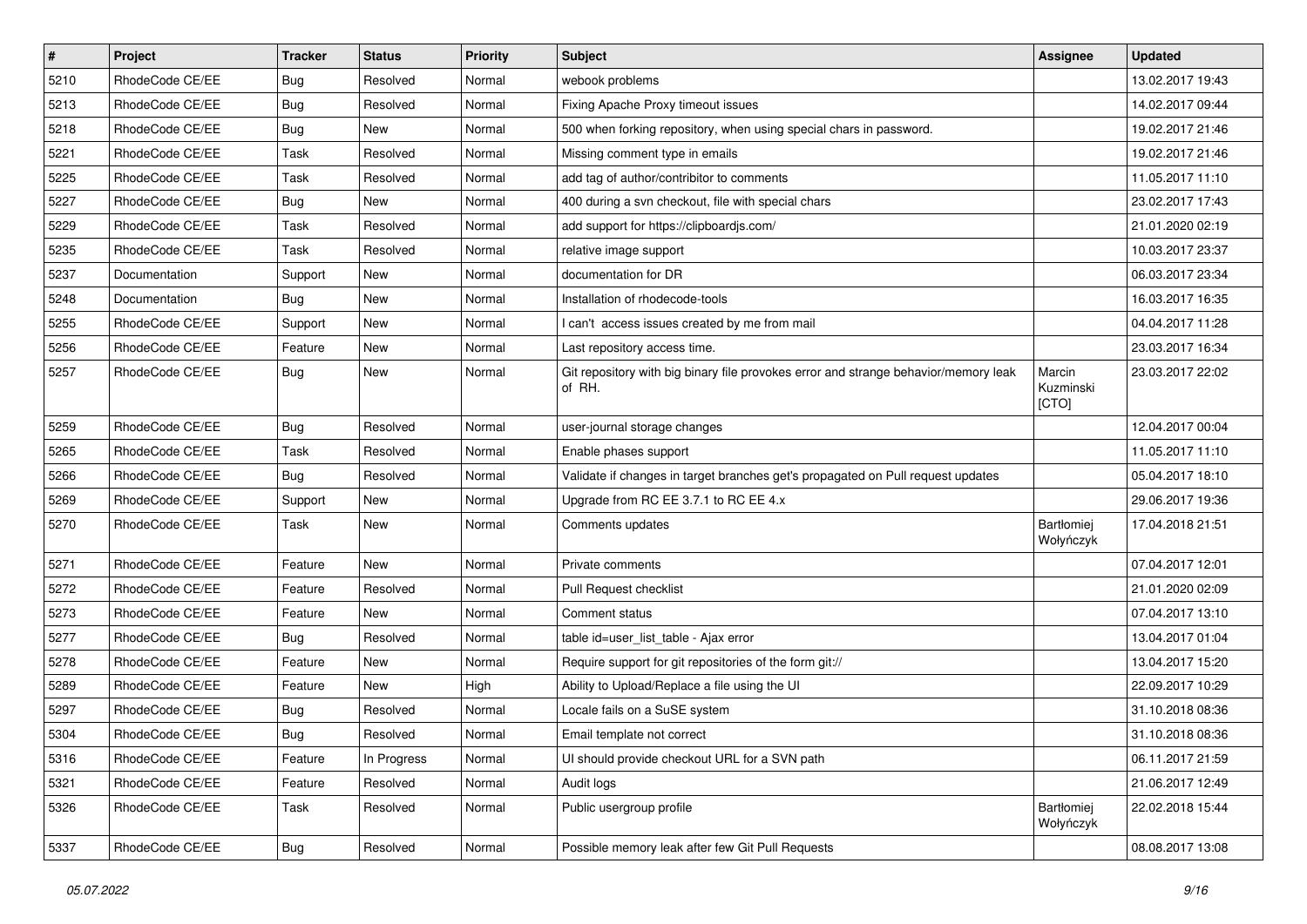| # | Project | Tracker | Status | Priority | Subject | Assignee | Updated |
|---|---|---|---|---|---|---|---|
| 5210 | RhodeCode CE/EE | Bug | Resolved | Normal | webook problems | | 13.02.2017 19:43 |
| 5213 | RhodeCode CE/EE | Bug | Resolved | Normal | Fixing Apache Proxy timeout issues | | 14.02.2017 09:44 |
| 5218 | RhodeCode CE/EE | Bug | New | Normal | 500 when forking repository, when using special chars in password. | | 19.02.2017 21:46 |
| 5221 | RhodeCode CE/EE | Task | Resolved | Normal | Missing comment type in emails | | 19.02.2017 21:46 |
| 5225 | RhodeCode CE/EE | Task | Resolved | Normal | add tag of author/contribitor to comments | | 11.05.2017 11:10 |
| 5227 | RhodeCode CE/EE | Bug | New | Normal | 400 during a svn checkout, file with special chars | | 23.02.2017 17:43 |
| 5229 | RhodeCode CE/EE | Task | Resolved | Normal | add support for https://clipboardjs.com/ | | 21.01.2020 02:19 |
| 5235 | RhodeCode CE/EE | Task | Resolved | Normal | relative image support | | 10.03.2017 23:37 |
| 5237 | Documentation | Support | New | Normal | documentation for DR | | 06.03.2017 23:34 |
| 5248 | Documentation | Bug | New | Normal | Installation of rhodecode-tools | | 16.03.2017 16:35 |
| 5255 | RhodeCode CE/EE | Support | New | Normal | I can't access issues created by me from mail | | 04.04.2017 11:28 |
| 5256 | RhodeCode CE/EE | Feature | New | Normal | Last repository access time. | | 23.03.2017 16:34 |
| 5257 | RhodeCode CE/EE | Bug | New | Normal | Git repository with big binary file provokes error and strange behavior/memory leak of RH. | Marcin Kuzminski [CTO] | 23.03.2017 22:02 |
| 5259 | RhodeCode CE/EE | Bug | Resolved | Normal | user-journal storage changes | | 12.04.2017 00:04 |
| 5265 | RhodeCode CE/EE | Task | Resolved | Normal | Enable phases support | | 11.05.2017 11:10 |
| 5266 | RhodeCode CE/EE | Bug | Resolved | Normal | Validate if changes in target branches get's propagated on Pull request updates | | 05.04.2017 18:10 |
| 5269 | RhodeCode CE/EE | Support | New | Normal | Upgrade from RC EE 3.7.1 to RC EE 4.x | | 29.06.2017 19:36 |
| 5270 | RhodeCode CE/EE | Task | New | Normal | Comments updates | Bartłomiej Wołyńczyk | 17.04.2018 21:51 |
| 5271 | RhodeCode CE/EE | Feature | New | Normal | Private comments | | 07.04.2017 12:01 |
| 5272 | RhodeCode CE/EE | Feature | Resolved | Normal | Pull Request checklist | | 21.01.2020 02:09 |
| 5273 | RhodeCode CE/EE | Feature | New | Normal | Comment status | | 07.04.2017 13:10 |
| 5277 | RhodeCode CE/EE | Bug | Resolved | Normal | table id=user_list_table - Ajax error | | 13.04.2017 01:04 |
| 5278 | RhodeCode CE/EE | Feature | New | Normal | Require support for git repositories of the form git:// | | 13.04.2017 15:20 |
| 5289 | RhodeCode CE/EE | Feature | New | High | Ability to Upload/Replace a file using the UI | | 22.09.2017 10:29 |
| 5297 | RhodeCode CE/EE | Bug | Resolved | Normal | Locale fails on a SuSE system | | 31.10.2018 08:36 |
| 5304 | RhodeCode CE/EE | Bug | Resolved | Normal | Email template not correct | | 31.10.2018 08:36 |
| 5316 | RhodeCode CE/EE | Feature | In Progress | Normal | UI should provide checkout URL for a SVN path | | 06.11.2017 21:59 |
| 5321 | RhodeCode CE/EE | Feature | Resolved | Normal | Audit logs | | 21.06.2017 12:49 |
| 5326 | RhodeCode CE/EE | Task | Resolved | Normal | Public usergroup profile | Bartłomiej Wołyńczyk | 22.02.2018 15:44 |
| 5337 | RhodeCode CE/EE | Bug | Resolved | Normal | Possible memory leak after few Git Pull Requests | | 08.08.2017 13:08 |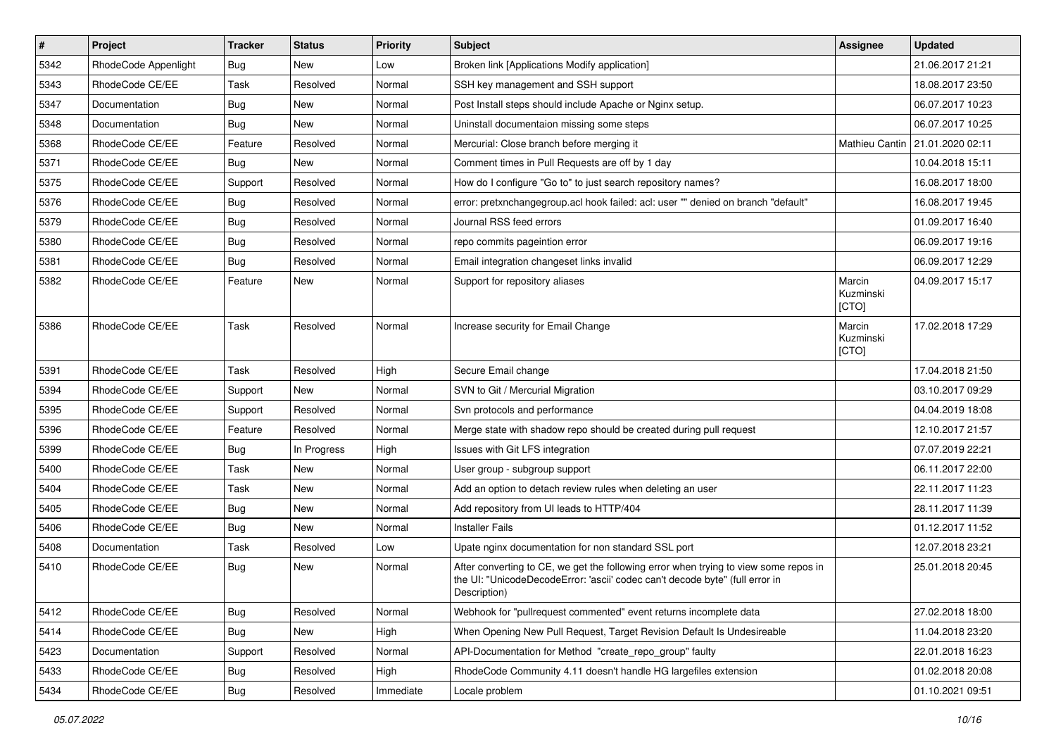| # | Project | Tracker | Status | Priority | Subject | Assignee | Updated |
|---|---|---|---|---|---|---|---|
| 5342 | RhodeCode Appenlight | Bug | New | Low | Broken link [Applications Modify application] | | 21.06.2017 21:21 |
| 5343 | RhodeCode CE/EE | Task | Resolved | Normal | SSH key management and SSH support | | 18.08.2017 23:50 |
| 5347 | Documentation | Bug | New | Normal | Post Install steps should include Apache or Nginx setup. | | 06.07.2017 10:23 |
| 5348 | Documentation | Bug | New | Normal | Uninstall documentaion missing some steps | | 06.07.2017 10:25 |
| 5368 | RhodeCode CE/EE | Feature | Resolved | Normal | Mercurial: Close branch before merging it | Mathieu Cantin | 21.01.2020 02:11 |
| 5371 | RhodeCode CE/EE | Bug | New | Normal | Comment times in Pull Requests are off by 1 day | | 10.04.2018 15:11 |
| 5375 | RhodeCode CE/EE | Support | Resolved | Normal | How do I configure "Go to" to just search repository names? | | 16.08.2017 18:00 |
| 5376 | RhodeCode CE/EE | Bug | Resolved | Normal | error: pretxnchangegroup.acl hook failed: acl: user "" denied on branch "default" | | 16.08.2017 19:45 |
| 5379 | RhodeCode CE/EE | Bug | Resolved | Normal | Journal RSS feed errors | | 01.09.2017 16:40 |
| 5380 | RhodeCode CE/EE | Bug | Resolved | Normal | repo commits pageintion error | | 06.09.2017 19:16 |
| 5381 | RhodeCode CE/EE | Bug | Resolved | Normal | Email integration changeset links invalid | | 06.09.2017 12:29 |
| 5382 | RhodeCode CE/EE | Feature | New | Normal | Support for repository aliases | Marcin Kuzminski [CTO] | 04.09.2017 15:17 |
| 5386 | RhodeCode CE/EE | Task | Resolved | Normal | Increase security for Email Change | Marcin Kuzminski [CTO] | 17.02.2018 17:29 |
| 5391 | RhodeCode CE/EE | Task | Resolved | High | Secure Email change | | 17.04.2018 21:50 |
| 5394 | RhodeCode CE/EE | Support | New | Normal | SVN to Git / Mercurial Migration | | 03.10.2017 09:29 |
| 5395 | RhodeCode CE/EE | Support | Resolved | Normal | Svn protocols and performance | | 04.04.2019 18:08 |
| 5396 | RhodeCode CE/EE | Feature | Resolved | Normal | Merge state with shadow repo should be created during pull request | | 12.10.2017 21:57 |
| 5399 | RhodeCode CE/EE | Bug | In Progress | High | Issues with Git LFS integration | | 07.07.2019 22:21 |
| 5400 | RhodeCode CE/EE | Task | New | Normal | User group - subgroup support | | 06.11.2017 22:00 |
| 5404 | RhodeCode CE/EE | Task | New | Normal | Add an option to detach review rules when deleting an user | | 22.11.2017 11:23 |
| 5405 | RhodeCode CE/EE | Bug | New | Normal | Add repository from UI leads to HTTP/404 | | 28.11.2017 11:39 |
| 5406 | RhodeCode CE/EE | Bug | New | Normal | Installer Fails | | 01.12.2017 11:52 |
| 5408 | Documentation | Task | Resolved | Low | Upate nginx documentation for non standard SSL port | | 12.07.2018 23:21 |
| 5410 | RhodeCode CE/EE | Bug | New | Normal | After converting to CE, we get the following error when trying to view some repos in the UI: "UnicodeDecodeError: 'ascii' codec can't decode byte" (full error in Description) | | 25.01.2018 20:45 |
| 5412 | RhodeCode CE/EE | Bug | Resolved | Normal | Webhook for "pullrequest commented" event returns incomplete data | | 27.02.2018 18:00 |
| 5414 | RhodeCode CE/EE | Bug | New | High | When Opening New Pull Request, Target Revision Default Is Undesireable | | 11.04.2018 23:20 |
| 5423 | Documentation | Support | Resolved | Normal | API-Documentation for Method "create_repo_group" faulty | | 22.01.2018 16:23 |
| 5433 | RhodeCode CE/EE | Bug | Resolved | High | RhodeCode Community 4.11 doesn't handle HG largefiles extension | | 01.02.2018 20:08 |
| 5434 | RhodeCode CE/EE | Bug | Resolved | Immediate | Locale problem | | 01.10.2021 09:51 |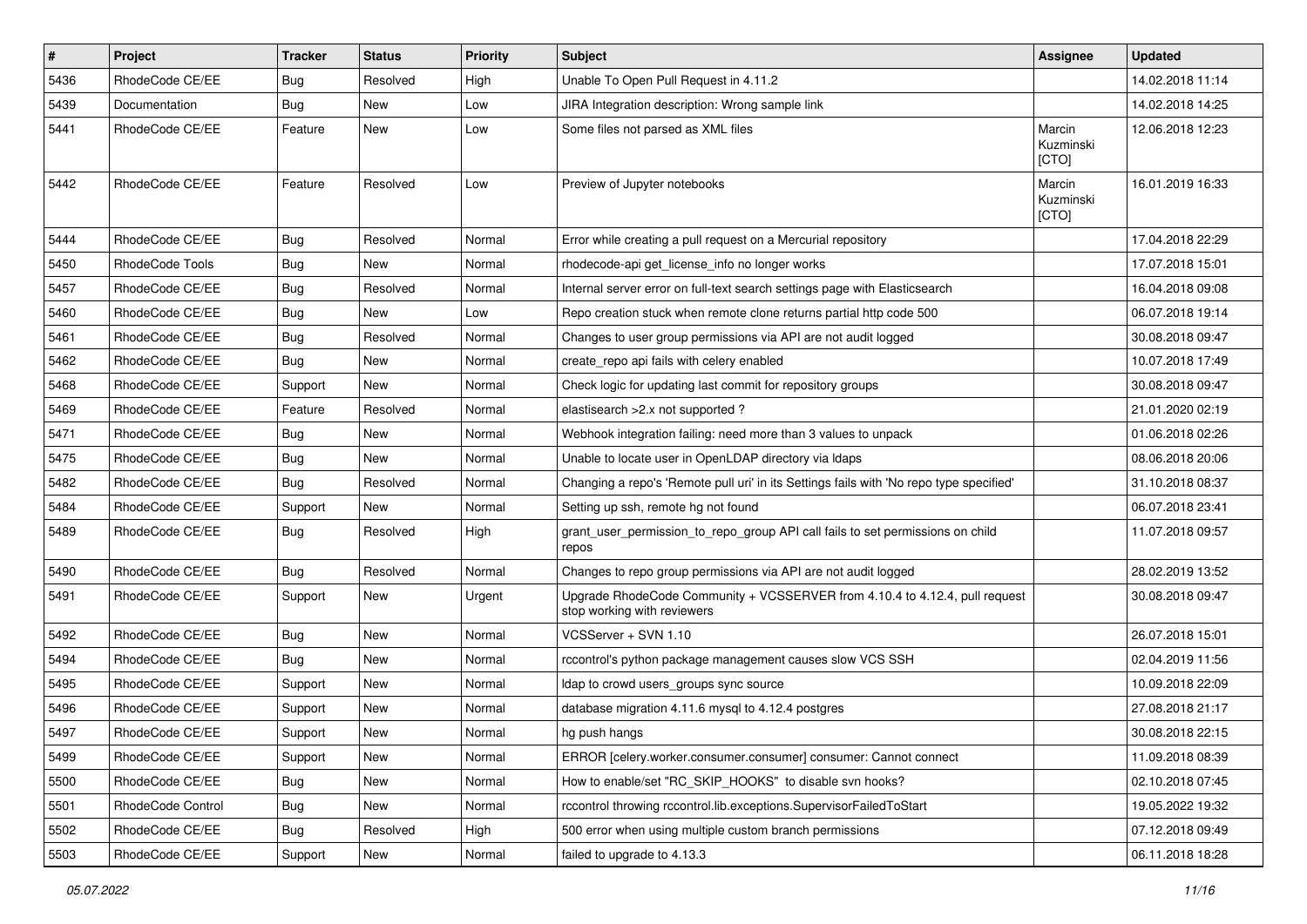| # | Project | Tracker | Status | Priority | Subject | Assignee | Updated |
|---|---|---|---|---|---|---|---|
| 5436 | RhodeCode CE/EE | Bug | Resolved | High | Unable To Open Pull Request in 4.11.2 | | 14.02.2018 11:14 |
| 5439 | Documentation | Bug | New | Low | JIRA Integration description: Wrong sample link | | 14.02.2018 14:25 |
| 5441 | RhodeCode CE/EE | Feature | New | Low | Some files not parsed as XML files | Marcin Kuzminski [CTO] | 12.06.2018 12:23 |
| 5442 | RhodeCode CE/EE | Feature | Resolved | Low | Preview of Jupyter notebooks | Marcin Kuzminski [CTO] | 16.01.2019 16:33 |
| 5444 | RhodeCode CE/EE | Bug | Resolved | Normal | Error while creating a pull request on a Mercurial repository | | 17.04.2018 22:29 |
| 5450 | RhodeCode Tools | Bug | New | Normal | rhodecode-api get_license_info no longer works | | 17.07.2018 15:01 |
| 5457 | RhodeCode CE/EE | Bug | Resolved | Normal | Internal server error on full-text search settings page with Elasticsearch | | 16.04.2018 09:08 |
| 5460 | RhodeCode CE/EE | Bug | New | Low | Repo creation stuck when remote clone returns partial http code 500 | | 06.07.2018 19:14 |
| 5461 | RhodeCode CE/EE | Bug | Resolved | Normal | Changes to user group permissions via API are not audit logged | | 30.08.2018 09:47 |
| 5462 | RhodeCode CE/EE | Bug | New | Normal | create_repo api fails with celery enabled | | 10.07.2018 17:49 |
| 5468 | RhodeCode CE/EE | Support | New | Normal | Check logic for updating last commit for repository groups | | 30.08.2018 09:47 |
| 5469 | RhodeCode CE/EE | Feature | Resolved | Normal | elastisearch >2.x not supported ? | | 21.01.2020 02:19 |
| 5471 | RhodeCode CE/EE | Bug | New | Normal | Webhook integration failing: need more than 3 values to unpack | | 01.06.2018 02:26 |
| 5475 | RhodeCode CE/EE | Bug | New | Normal | Unable to locate user in OpenLDAP directory via ldaps | | 08.06.2018 20:06 |
| 5482 | RhodeCode CE/EE | Bug | Resolved | Normal | Changing a repo's 'Remote pull uri' in its Settings fails with 'No repo type specified' | | 31.10.2018 08:37 |
| 5484 | RhodeCode CE/EE | Support | New | Normal | Setting up ssh, remote hg not found | | 06.07.2018 23:41 |
| 5489 | RhodeCode CE/EE | Bug | Resolved | High | grant_user_permission_to_repo_group API call fails to set permissions on child repos | | 11.07.2018 09:57 |
| 5490 | RhodeCode CE/EE | Bug | Resolved | Normal | Changes to repo group permissions via API are not audit logged | | 28.02.2019 13:52 |
| 5491 | RhodeCode CE/EE | Support | New | Urgent | Upgrade RhodeCode Community + VCSSERVER from 4.10.4 to 4.12.4, pull request stop working with reviewers | | 30.08.2018 09:47 |
| 5492 | RhodeCode CE/EE | Bug | New | Normal | VCSServer + SVN 1.10 | | 26.07.2018 15:01 |
| 5494 | RhodeCode CE/EE | Bug | New | Normal | rccontrol's python package management causes slow VCS SSH | | 02.04.2019 11:56 |
| 5495 | RhodeCode CE/EE | Support | New | Normal | ldap to crowd users_groups sync source | | 10.09.2018 22:09 |
| 5496 | RhodeCode CE/EE | Support | New | Normal | database migration 4.11.6 mysql to 4.12.4 postgres | | 27.08.2018 21:17 |
| 5497 | RhodeCode CE/EE | Support | New | Normal | hg push hangs | | 30.08.2018 22:15 |
| 5499 | RhodeCode CE/EE | Support | New | Normal | ERROR [celery.worker.consumer.consumer] consumer: Cannot connect | | 11.09.2018 08:39 |
| 5500 | RhodeCode CE/EE | Bug | New | Normal | How to enable/set "RC_SKIP_HOOKS" to disable svn hooks? | | 02.10.2018 07:45 |
| 5501 | RhodeCode Control | Bug | New | Normal | rccontrol throwing rccontrol.lib.exceptions.SupervisorFailedToStart | | 19.05.2022 19:32 |
| 5502 | RhodeCode CE/EE | Bug | Resolved | High | 500 error when using multiple custom branch permissions | | 07.12.2018 09:49 |
| 5503 | RhodeCode CE/EE | Support | New | Normal | failed to upgrade to 4.13.3 | | 06.11.2018 18:28 |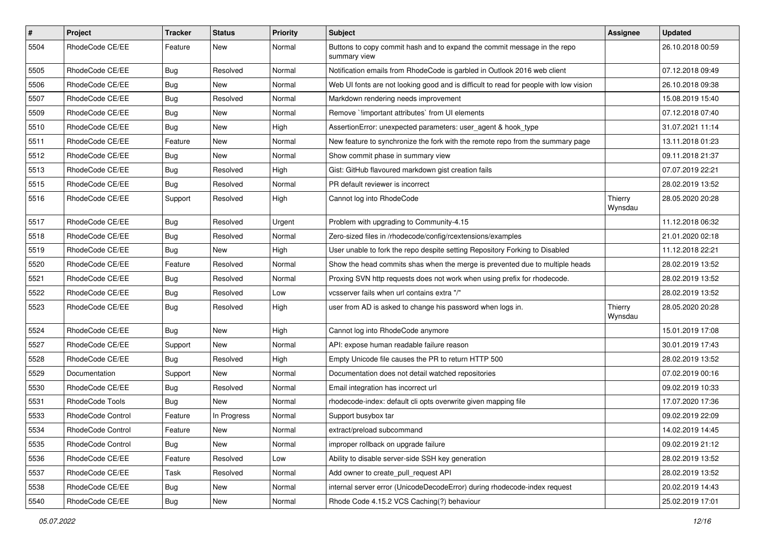| # | Project | Tracker | Status | Priority | Subject | Assignee | Updated |
|---|---|---|---|---|---|---|---|
| 5504 | RhodeCode CE/EE | Feature | New | Normal | Buttons to copy commit hash and to expand the commit message in the repo summary view | | 26.10.2018 00:59 |
| 5505 | RhodeCode CE/EE | Bug | Resolved | Normal | Notification emails from RhodeCode is garbled in Outlook 2016 web client | | 07.12.2018 09:49 |
| 5506 | RhodeCode CE/EE | Bug | New | Normal | Web UI fonts are not looking good and is difficult to read for people with low vision | | 26.10.2018 09:38 |
| 5507 | RhodeCode CE/EE | Bug | Resolved | Normal | Markdown rendering needs improvement | | 15.08.2019 15:40 |
| 5509 | RhodeCode CE/EE | Bug | New | Normal | Remove `!important attributes` from UI elements | | 07.12.2018 07:40 |
| 5510 | RhodeCode CE/EE | Bug | New | High | AssertionError: unexpected parameters: user_agent & hook_type | | 31.07.2021 11:14 |
| 5511 | RhodeCode CE/EE | Feature | New | Normal | New feature to synchronize the fork with the remote repo from the summary page | | 13.11.2018 01:23 |
| 5512 | RhodeCode CE/EE | Bug | New | Normal | Show commit phase in summary view | | 09.11.2018 21:37 |
| 5513 | RhodeCode CE/EE | Bug | Resolved | High | Gist: GitHub flavoured markdown gist creation fails | | 07.07.2019 22:21 |
| 5515 | RhodeCode CE/EE | Bug | Resolved | Normal | PR default reviewer is incorrect | | 28.02.2019 13:52 |
| 5516 | RhodeCode CE/EE | Support | Resolved | High | Cannot log into RhodeCode | Thierry Wynsdau | 28.05.2020 20:28 |
| 5517 | RhodeCode CE/EE | Bug | Resolved | Urgent | Problem with upgrading to Community-4.15 | | 11.12.2018 06:32 |
| 5518 | RhodeCode CE/EE | Bug | Resolved | Normal | Zero-sized files in /rhodecode/config/rcextensions/examples | | 21.01.2020 02:18 |
| 5519 | RhodeCode CE/EE | Bug | New | High | User unable to fork the repo despite setting Repository Forking to Disabled | | 11.12.2018 22:21 |
| 5520 | RhodeCode CE/EE | Feature | Resolved | Normal | Show the head commits shas when the merge is prevented due to multiple heads | | 28.02.2019 13:52 |
| 5521 | RhodeCode CE/EE | Bug | Resolved | Normal | Proxing SVN http requests does not work when using prefix for rhodecode. | | 28.02.2019 13:52 |
| 5522 | RhodeCode CE/EE | Bug | Resolved | Low | vcsserver fails when url contains extra "/" | | 28.02.2019 13:52 |
| 5523 | RhodeCode CE/EE | Bug | Resolved | High | user from AD is asked to change his password when logs in. | Thierry Wynsdau | 28.05.2020 20:28 |
| 5524 | RhodeCode CE/EE | Bug | New | High | Cannot log into RhodeCode anymore | | 15.01.2019 17:08 |
| 5527 | RhodeCode CE/EE | Support | New | Normal | API: expose human readable failure reason | | 30.01.2019 17:43 |
| 5528 | RhodeCode CE/EE | Bug | Resolved | High | Empty Unicode file causes the PR to return HTTP 500 | | 28.02.2019 13:52 |
| 5529 | Documentation | Support | New | Normal | Documentation does not detail watched repositories | | 07.02.2019 00:16 |
| 5530 | RhodeCode CE/EE | Bug | Resolved | Normal | Email integration has incorrect url | | 09.02.2019 10:33 |
| 5531 | RhodeCode Tools | Bug | New | Normal | rhodecode-index: default cli opts overwrite given mapping file | | 17.07.2020 17:36 |
| 5533 | RhodeCode Control | Feature | In Progress | Normal | Support busybox tar | | 09.02.2019 22:09 |
| 5534 | RhodeCode Control | Feature | New | Normal | extract/preload subcommand | | 14.02.2019 14:45 |
| 5535 | RhodeCode Control | Bug | New | Normal | improper rollback on upgrade failure | | 09.02.2019 21:12 |
| 5536 | RhodeCode CE/EE | Feature | Resolved | Low | Ability to disable server-side SSH key generation | | 28.02.2019 13:52 |
| 5537 | RhodeCode CE/EE | Task | Resolved | Normal | Add owner to create_pull_request API | | 28.02.2019 13:52 |
| 5538 | RhodeCode CE/EE | Bug | New | Normal | internal server error (UnicodeDecodeError) during rhodecode-index request | | 20.02.2019 14:43 |
| 5540 | RhodeCode CE/EE | Bug | New | Normal | Rhode Code 4.15.2 VCS Caching(?) behaviour | | 25.02.2019 17:01 |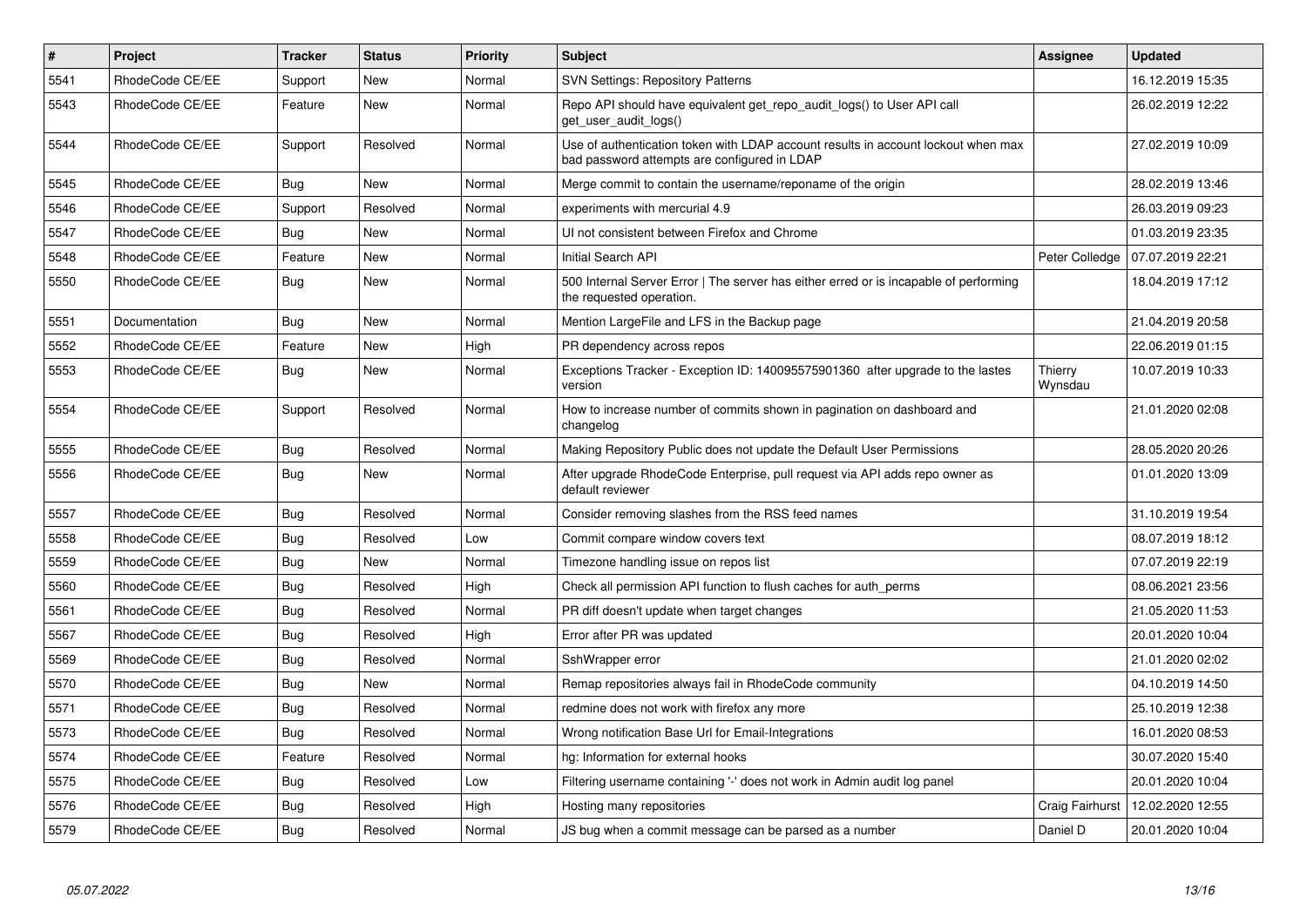| # | Project | Tracker | Status | Priority | Subject | Assignee | Updated |
|---|---|---|---|---|---|---|---|
| 5541 | RhodeCode CE/EE | Support | New | Normal | SVN Settings: Repository Patterns | | 16.12.2019 15:35 |
| 5543 | RhodeCode CE/EE | Feature | New | Normal | Repo API should have equivalent get_repo_audit_logs() to User API call get_user_audit_logs() | | 26.02.2019 12:22 |
| 5544 | RhodeCode CE/EE | Support | Resolved | Normal | Use of authentication token with LDAP account results in account lockout when max bad password attempts are configured in LDAP | | 27.02.2019 10:09 |
| 5545 | RhodeCode CE/EE | Bug | New | Normal | Merge commit to contain the username/reponame of the origin | | 28.02.2019 13:46 |
| 5546 | RhodeCode CE/EE | Support | Resolved | Normal | experiments with mercurial 4.9 | | 26.03.2019 09:23 |
| 5547 | RhodeCode CE/EE | Bug | New | Normal | UI not consistent between Firefox and Chrome | | 01.03.2019 23:35 |
| 5548 | RhodeCode CE/EE | Feature | New | Normal | Initial Search API | Peter Colledge | 07.07.2019 22:21 |
| 5550 | RhodeCode CE/EE | Bug | New | Normal | 500 Internal Server Error \| The server has either erred or is incapable of performing the requested operation. | | 18.04.2019 17:12 |
| 5551 | Documentation | Bug | New | Normal | Mention LargeFile and LFS in the Backup page | | 21.04.2019 20:58 |
| 5552 | RhodeCode CE/EE | Feature | New | High | PR dependency across repos | | 22.06.2019 01:15 |
| 5553 | RhodeCode CE/EE | Bug | New | Normal | Exceptions Tracker - Exception ID: 140095575901360 after upgrade to the lastes version | Thierry Wynsdau | 10.07.2019 10:33 |
| 5554 | RhodeCode CE/EE | Support | Resolved | Normal | How to increase number of commits shown in pagination on dashboard and changelog | | 21.01.2020 02:08 |
| 5555 | RhodeCode CE/EE | Bug | Resolved | Normal | Making Repository Public does not update the Default User Permissions | | 28.05.2020 20:26 |
| 5556 | RhodeCode CE/EE | Bug | New | Normal | After upgrade RhodeCode Enterprise, pull request via API adds repo owner as default reviewer | | 01.01.2020 13:09 |
| 5557 | RhodeCode CE/EE | Bug | Resolved | Normal | Consider removing slashes from the RSS feed names | | 31.10.2019 19:54 |
| 5558 | RhodeCode CE/EE | Bug | Resolved | Low | Commit compare window covers text | | 08.07.2019 18:12 |
| 5559 | RhodeCode CE/EE | Bug | New | Normal | Timezone handling issue on repos list | | 07.07.2019 22:19 |
| 5560 | RhodeCode CE/EE | Bug | Resolved | High | Check all permission API function to flush caches for auth_perms | | 08.06.2021 23:56 |
| 5561 | RhodeCode CE/EE | Bug | Resolved | Normal | PR diff doesn't update when target changes | | 21.05.2020 11:53 |
| 5567 | RhodeCode CE/EE | Bug | Resolved | High | Error after PR was updated | | 20.01.2020 10:04 |
| 5569 | RhodeCode CE/EE | Bug | Resolved | Normal | SshWrapper error | | 21.01.2020 02:02 |
| 5570 | RhodeCode CE/EE | Bug | New | Normal | Remap repositories always fail in RhodeCode community | | 04.10.2019 14:50 |
| 5571 | RhodeCode CE/EE | Bug | Resolved | Normal | redmine does not work with firefox any more | | 25.10.2019 12:38 |
| 5573 | RhodeCode CE/EE | Bug | Resolved | Normal | Wrong notification Base Url for Email-Integrations | | 16.01.2020 08:53 |
| 5574 | RhodeCode CE/EE | Feature | Resolved | Normal | hg: Information for external hooks | | 30.07.2020 15:40 |
| 5575 | RhodeCode CE/EE | Bug | Resolved | Low | Filtering username containing '-' does not work in Admin audit log panel | | 20.01.2020 10:04 |
| 5576 | RhodeCode CE/EE | Bug | Resolved | High | Hosting many repositories | Craig Fairhurst | 12.02.2020 12:55 |
| 5579 | RhodeCode CE/EE | Bug | Resolved | Normal | JS bug when a commit message can be parsed as a number | Daniel D | 20.01.2020 10:04 |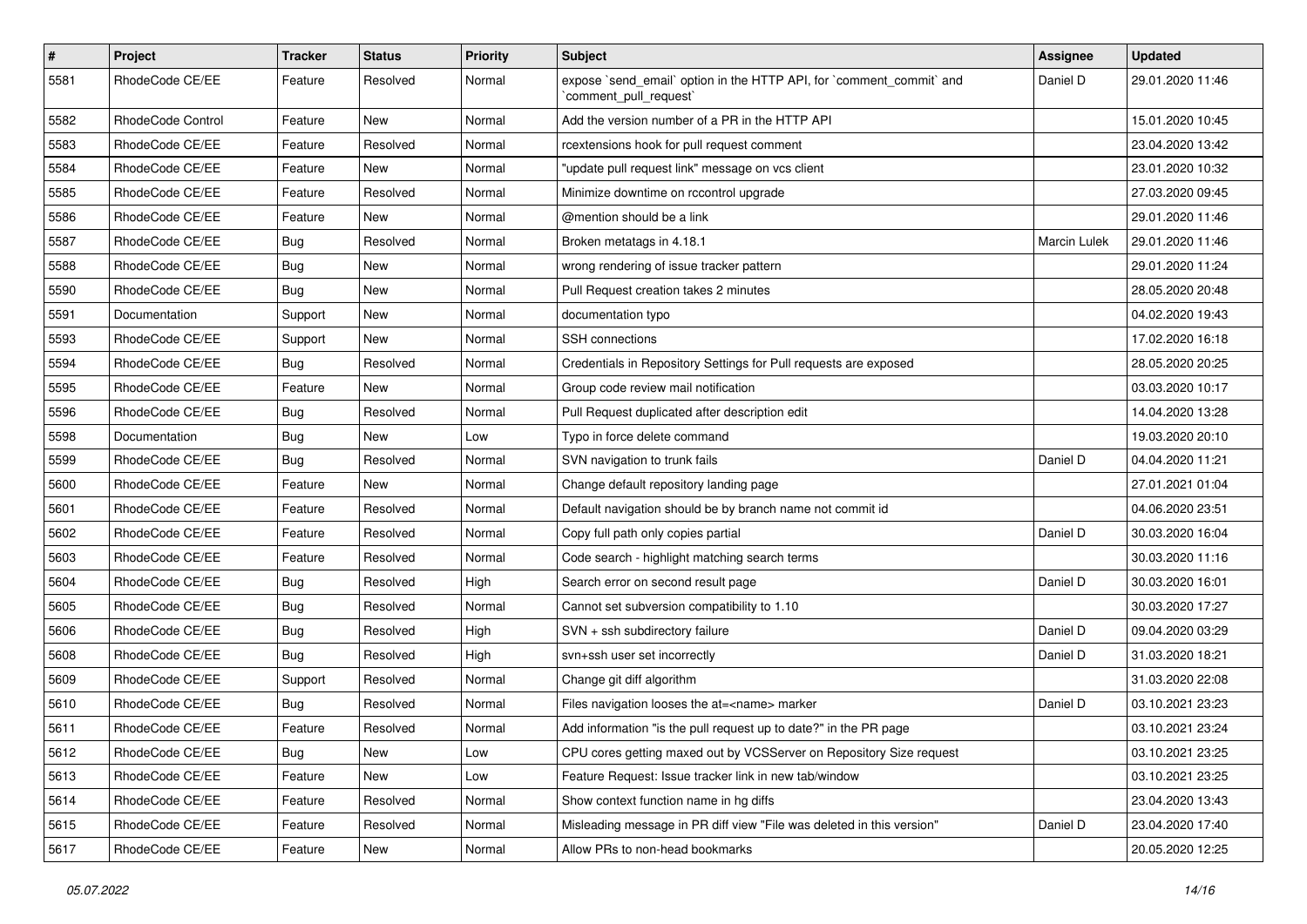| # | Project | Tracker | Status | Priority | Subject | Assignee | Updated |
|---|---|---|---|---|---|---|---|
| 5581 | RhodeCode CE/EE | Feature | Resolved | Normal | expose `send_email` option in the HTTP API, for `comment_commit` and `comment_pull_request` | Daniel D | 29.01.2020 11:46 |
| 5582 | RhodeCode Control | Feature | New | Normal | Add the version number of a PR in the HTTP API | | 15.01.2020 10:45 |
| 5583 | RhodeCode CE/EE | Feature | Resolved | Normal | rcextensions hook for pull request comment | | 23.04.2020 13:42 |
| 5584 | RhodeCode CE/EE | Feature | New | Normal | "update pull request link" message on vcs client | | 23.01.2020 10:32 |
| 5585 | RhodeCode CE/EE | Feature | Resolved | Normal | Minimize downtime on rccontrol upgrade | | 27.03.2020 09:45 |
| 5586 | RhodeCode CE/EE | Feature | New | Normal | @mention should be a link | | 29.01.2020 11:46 |
| 5587 | RhodeCode CE/EE | Bug | Resolved | Normal | Broken metatags in 4.18.1 | Marcin Lulek | 29.01.2020 11:46 |
| 5588 | RhodeCode CE/EE | Bug | New | Normal | wrong rendering of issue tracker pattern | | 29.01.2020 11:24 |
| 5590 | RhodeCode CE/EE | Bug | New | Normal | Pull Request creation takes 2 minutes | | 28.05.2020 20:48 |
| 5591 | Documentation | Support | New | Normal | documentation typo | | 04.02.2020 19:43 |
| 5593 | RhodeCode CE/EE | Support | New | Normal | SSH connections | | 17.02.2020 16:18 |
| 5594 | RhodeCode CE/EE | Bug | Resolved | Normal | Credentials in Repository Settings for Pull requests are exposed | | 28.05.2020 20:25 |
| 5595 | RhodeCode CE/EE | Feature | New | Normal | Group code review mail notification | | 03.03.2020 10:17 |
| 5596 | RhodeCode CE/EE | Bug | Resolved | Normal | Pull Request duplicated after description edit | | 14.04.2020 13:28 |
| 5598 | Documentation | Bug | New | Low | Typo in force delete command | | 19.03.2020 20:10 |
| 5599 | RhodeCode CE/EE | Bug | Resolved | Normal | SVN navigation to trunk fails | Daniel D | 04.04.2020 11:21 |
| 5600 | RhodeCode CE/EE | Feature | New | Normal | Change default repository landing page | | 27.01.2021 01:04 |
| 5601 | RhodeCode CE/EE | Feature | Resolved | Normal | Default navigation should be by branch name not commit id | | 04.06.2020 23:51 |
| 5602 | RhodeCode CE/EE | Feature | Resolved | Normal | Copy full path only copies partial | Daniel D | 30.03.2020 16:04 |
| 5603 | RhodeCode CE/EE | Feature | Resolved | Normal | Code search - highlight matching search terms | | 30.03.2020 11:16 |
| 5604 | RhodeCode CE/EE | Bug | Resolved | High | Search error on second result page | Daniel D | 30.03.2020 16:01 |
| 5605 | RhodeCode CE/EE | Bug | Resolved | Normal | Cannot set subversion compatibility to 1.10 | | 30.03.2020 17:27 |
| 5606 | RhodeCode CE/EE | Bug | Resolved | High | SVN + ssh subdirectory failure | Daniel D | 09.04.2020 03:29 |
| 5608 | RhodeCode CE/EE | Bug | Resolved | High | svn+ssh user set incorrectly | Daniel D | 31.03.2020 18:21 |
| 5609 | RhodeCode CE/EE | Support | Resolved | Normal | Change git diff algorithm | | 31.03.2020 22:08 |
| 5610 | RhodeCode CE/EE | Bug | Resolved | Normal | Files navigation looses the at=<name> marker | Daniel D | 03.10.2021 23:23 |
| 5611 | RhodeCode CE/EE | Feature | Resolved | Normal | Add information "is the pull request up to date?" in the PR page | | 03.10.2021 23:24 |
| 5612 | RhodeCode CE/EE | Bug | New | Low | CPU cores getting maxed out by VCSServer on Repository Size request | | 03.10.2021 23:25 |
| 5613 | RhodeCode CE/EE | Feature | New | Low | Feature Request: Issue tracker link in new tab/window | | 03.10.2021 23:25 |
| 5614 | RhodeCode CE/EE | Feature | Resolved | Normal | Show context function name in hg diffs | | 23.04.2020 13:43 |
| 5615 | RhodeCode CE/EE | Feature | Resolved | Normal | Misleading message in PR diff view "File was deleted in this version" | Daniel D | 23.04.2020 17:40 |
| 5617 | RhodeCode CE/EE | Feature | New | Normal | Allow PRs to non-head bookmarks | | 20.05.2020 12:25 |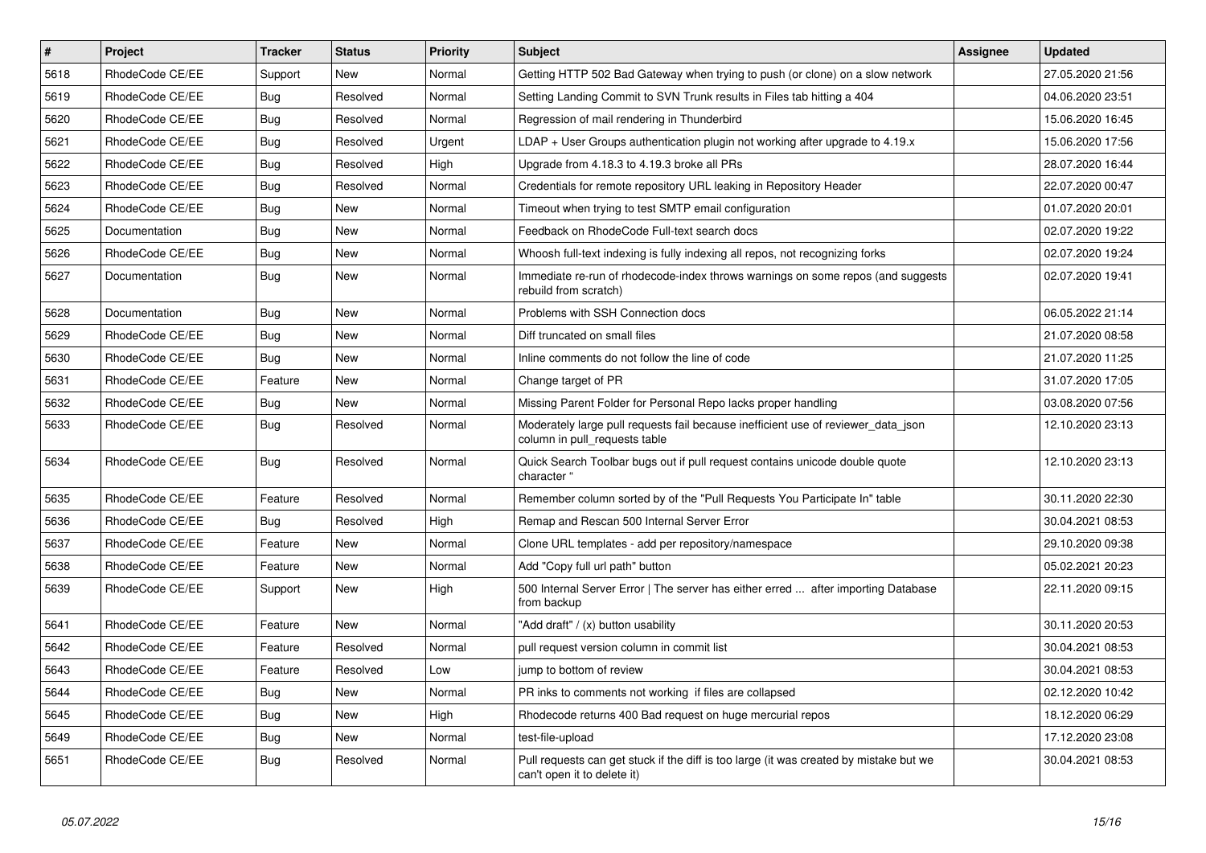| # | Project | Tracker | Status | Priority | Subject | Assignee | Updated |
|---|---|---|---|---|---|---|---|
| 5618 | RhodeCode CE/EE | Support | New | Normal | Getting HTTP 502 Bad Gateway when trying to push (or clone) on a slow network | | 27.05.2020 21:56 |
| 5619 | RhodeCode CE/EE | Bug | Resolved | Normal | Setting Landing Commit to SVN Trunk results in Files tab hitting a 404 | | 04.06.2020 23:51 |
| 5620 | RhodeCode CE/EE | Bug | Resolved | Normal | Regression of mail rendering in Thunderbird | | 15.06.2020 16:45 |
| 5621 | RhodeCode CE/EE | Bug | Resolved | Urgent | LDAP + User Groups authentication plugin not working after upgrade to 4.19.x | | 15.06.2020 17:56 |
| 5622 | RhodeCode CE/EE | Bug | Resolved | High | Upgrade from 4.18.3 to 4.19.3 broke all PRs | | 28.07.2020 16:44 |
| 5623 | RhodeCode CE/EE | Bug | Resolved | Normal | Credentials for remote repository URL leaking in Repository Header | | 22.07.2020 00:47 |
| 5624 | RhodeCode CE/EE | Bug | New | Normal | Timeout when trying to test SMTP email configuration | | 01.07.2020 20:01 |
| 5625 | Documentation | Bug | New | Normal | Feedback on RhodeCode Full-text search docs | | 02.07.2020 19:22 |
| 5626 | RhodeCode CE/EE | Bug | New | Normal | Whoosh full-text indexing is fully indexing all repos, not recognizing forks | | 02.07.2020 19:24 |
| 5627 | Documentation | Bug | New | Normal | Immediate re-run of rhodecode-index throws warnings on some repos (and suggests rebuild from scratch) | | 02.07.2020 19:41 |
| 5628 | Documentation | Bug | New | Normal | Problems with SSH Connection docs | | 06.05.2022 21:14 |
| 5629 | RhodeCode CE/EE | Bug | New | Normal | Diff truncated on small files | | 21.07.2020 08:58 |
| 5630 | RhodeCode CE/EE | Bug | New | Normal | Inline comments do not follow the line of code | | 21.07.2020 11:25 |
| 5631 | RhodeCode CE/EE | Feature | New | Normal | Change target of PR | | 31.07.2020 17:05 |
| 5632 | RhodeCode CE/EE | Bug | New | Normal | Missing Parent Folder for Personal Repo lacks proper handling | | 03.08.2020 07:56 |
| 5633 | RhodeCode CE/EE | Bug | Resolved | Normal | Moderately large pull requests fail because inefficient use of reviewer_data_json column in pull_requests table | | 12.10.2020 23:13 |
| 5634 | RhodeCode CE/EE | Bug | Resolved | Normal | Quick Search Toolbar bugs out if pull request contains unicode double quote character " | | 12.10.2020 23:13 |
| 5635 | RhodeCode CE/EE | Feature | Resolved | Normal | Remember column sorted by of the "Pull Requests You Participate In" table | | 30.11.2020 22:30 |
| 5636 | RhodeCode CE/EE | Bug | Resolved | High | Remap and Rescan 500 Internal Server Error | | 30.04.2021 08:53 |
| 5637 | RhodeCode CE/EE | Feature | New | Normal | Clone URL templates - add per repository/namespace | | 29.10.2020 09:38 |
| 5638 | RhodeCode CE/EE | Feature | New | Normal | Add "Copy full url path" button | | 05.02.2021 20:23 |
| 5639 | RhodeCode CE/EE | Support | New | High | 500 Internal Server Error \| The server has either erred ... after importing Database from backup | | 22.11.2020 09:15 |
| 5641 | RhodeCode CE/EE | Feature | New | Normal | "Add draft" / (x) button usability | | 30.11.2020 20:53 |
| 5642 | RhodeCode CE/EE | Feature | Resolved | Normal | pull request version column in commit list | | 30.04.2021 08:53 |
| 5643 | RhodeCode CE/EE | Feature | Resolved | Low | jump to bottom of review | | 30.04.2021 08:53 |
| 5644 | RhodeCode CE/EE | Bug | New | Normal | PR inks to comments not working if files are collapsed | | 02.12.2020 10:42 |
| 5645 | RhodeCode CE/EE | Bug | New | High | Rhodecode returns 400 Bad request on huge mercurial repos | | 18.12.2020 06:29 |
| 5649 | RhodeCode CE/EE | Bug | New | Normal | test-file-upload | | 17.12.2020 23:08 |
| 5651 | RhodeCode CE/EE | Bug | Resolved | Normal | Pull requests can get stuck if the diff is too large (it was created by mistake but we can't open it to delete it) | | 30.04.2021 08:53 |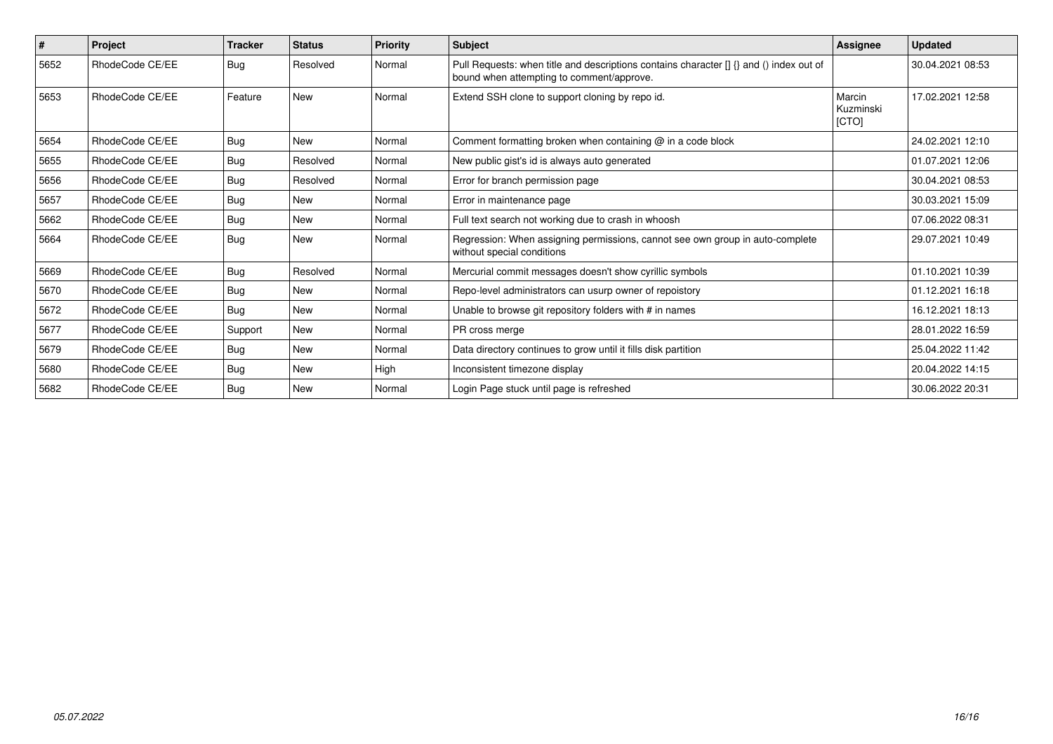| # | Project | Tracker | Status | Priority | Subject | Assignee | Updated |
|---|---|---|---|---|---|---|---|
| 5652 | RhodeCode CE/EE | Bug | Resolved | Normal | Pull Requests: when title and descriptions contains character [] {} and () index out of bound when attempting to comment/approve. | | 30.04.2021 08:53 |
| 5653 | RhodeCode CE/EE | Feature | New | Normal | Extend SSH clone to support cloning by repo id. | Marcin Kuzminski [CTO] | 17.02.2021 12:58 |
| 5654 | RhodeCode CE/EE | Bug | New | Normal | Comment formatting broken when containing @ in a code block | | 24.02.2021 12:10 |
| 5655 | RhodeCode CE/EE | Bug | Resolved | Normal | New public gist's id is always auto generated | | 01.07.2021 12:06 |
| 5656 | RhodeCode CE/EE | Bug | Resolved | Normal | Error for branch permission page | | 30.04.2021 08:53 |
| 5657 | RhodeCode CE/EE | Bug | New | Normal | Error in maintenance page | | 30.03.2021 15:09 |
| 5662 | RhodeCode CE/EE | Bug | New | Normal | Full text search not working due to crash in whoosh | | 07.06.2022 08:31 |
| 5664 | RhodeCode CE/EE | Bug | New | Normal | Regression: When assigning permissions, cannot see own group in auto-complete without special conditions | | 29.07.2021 10:49 |
| 5669 | RhodeCode CE/EE | Bug | Resolved | Normal | Mercurial commit messages doesn't show cyrillic symbols | | 01.10.2021 10:39 |
| 5670 | RhodeCode CE/EE | Bug | New | Normal | Repo-level administrators can usurp owner of repoistory | | 01.12.2021 16:18 |
| 5672 | RhodeCode CE/EE | Bug | New | Normal | Unable to browse git repository folders with # in names | | 16.12.2021 18:13 |
| 5677 | RhodeCode CE/EE | Support | New | Normal | PR cross merge | | 28.01.2022 16:59 |
| 5679 | RhodeCode CE/EE | Bug | New | Normal | Data directory continues to grow until it fills disk partition | | 25.04.2022 11:42 |
| 5680 | RhodeCode CE/EE | Bug | New | High | Inconsistent timezone display | | 20.04.2022 14:15 |
| 5682 | RhodeCode CE/EE | Bug | New | Normal | Login Page stuck until page is refreshed | | 30.06.2022 20:31 |